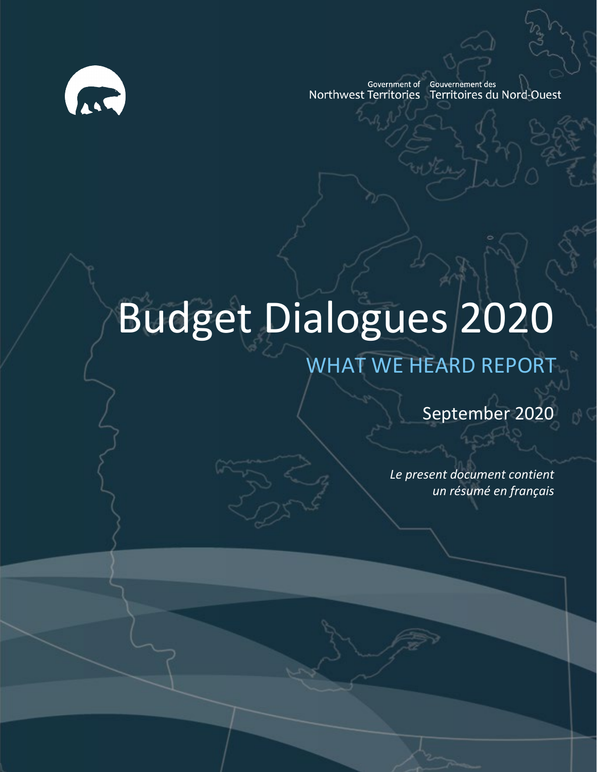Government of Northwest Territories
Gouvernement des Territoires du Nord-Ouest

# Budget Dialogues 2020

## WHAT WE HEARD REPORT

September 2020

*Le present document contient un résumé en français*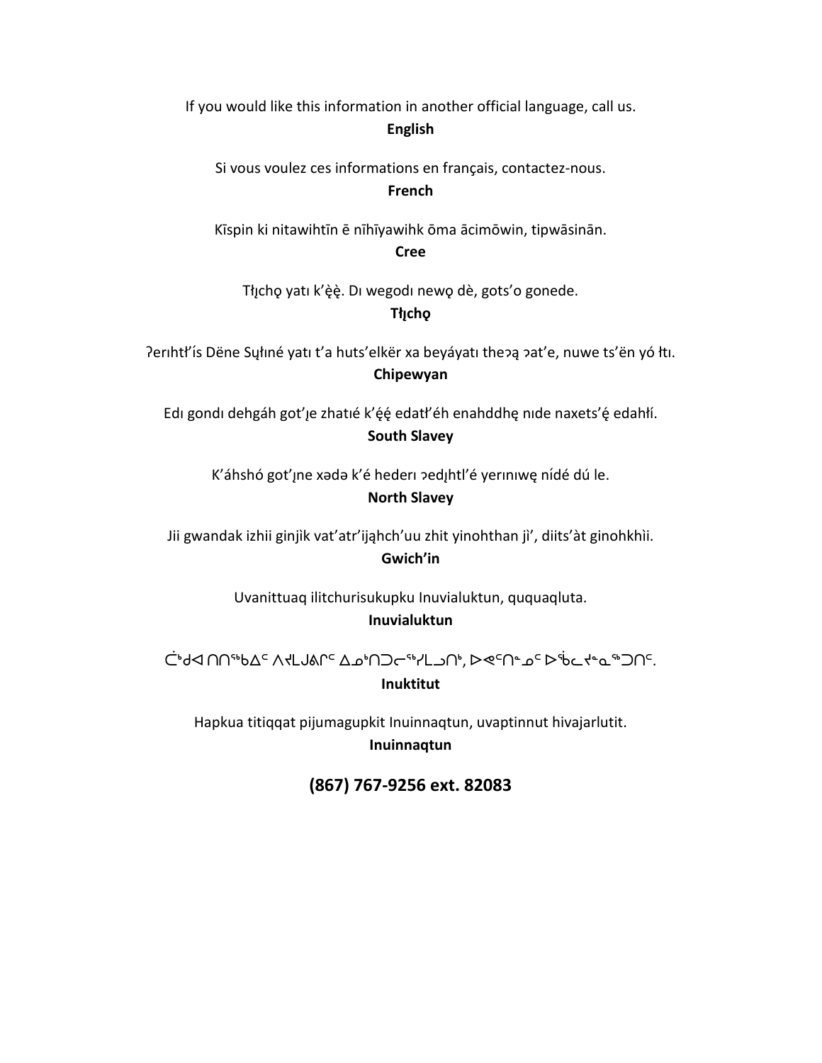If you would like this information in another official language, call us.
**English**

Si vous voulez ces informations en français, contactez-nous.
**French**

Kīspin ki nitawihtīn ē nīhīyawihk ōma ācimōwin, tipwāsinān.
**Cree**

Tłı̨chǫ yatı k'ę̀ę̀. Dı wegodı newǫ dè, gots'o gonede.
**Tłı̨chǫ**

ʔerıhtł'ís Dëne Sųłıné yatı t'a huts'elkër xa beyáyatı theɂą ɂat'e, nuwe ts'ën yó łtı.
**Chipewyan**

Edı gondı dehgáh got'ı̨e zhatıé k'ę́ę́ edatł'éh enahddhę nıde naxets'ę́ edahłí.
**South Slavey**

K'áhshó got'ı̨ne xədə k'é hederı ɂedı̨htl'é yerınıwę nídé dúle.
**North Slavey**

Jii gwandak izhii ginjìk vat'atr'ijąhch'uu zhit yinohthan jì', diits'àt ginohkhìi.
**Gwich'in**

Uvanittuaq ilitchurisukupku Inuvialuktun, ququaqluta.
**Inuvialuktun**

ᑖᒃᑯᐊ ᑎᑎᕐᒃᑲᐃᑦ ᐱᔪᒪᒍᕕᒋᑦ ᐃᓄᒃᑎᑐᓕᕐᓯᒪᓗᑎᒃ, ᐅᕙᑦᑎᓐᓄᑦ ᐅᖄᓚᔪᓐᓇᖅᑐᑎᑦ.
**Inuktitut**

Hapkua titiqqat pijumagupkit Inuinnaqtun, uvaptinnut hivajarlutit.
**Inuinnaqtun**

**(867) 767-9256 ext. 82083**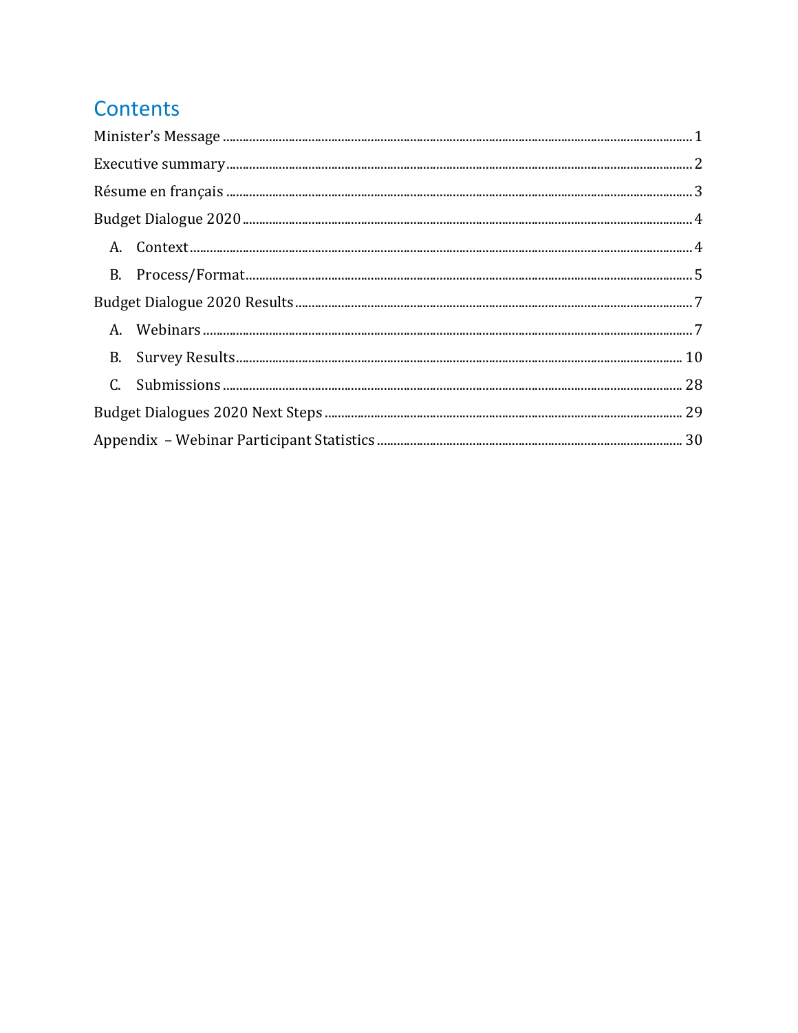# Contents

Minister's Message ........................................................................................................................................ 1

Executive summary ......................................................................................................................................... 2

Résume en français ......................................................................................................................................... 3

Budget Dialogue 2020 ..................................................................................................................................... 4

- A. Context ................................................................................................................................................ 4
- B. Process/Format .................................................................................................................................. 5

Budget Dialogue 2020 Results ....................................................................................................................... 7

- A. Webinars ............................................................................................................................................. 7
- B. Survey Results .................................................................................................................................. 10
- C. Submissions ...................................................................................................................................... 28

Budget Dialogues 2020 Next Steps ........................................................................................................... 29

Appendix – Webinar Participant Statistics ............................................................................................ 30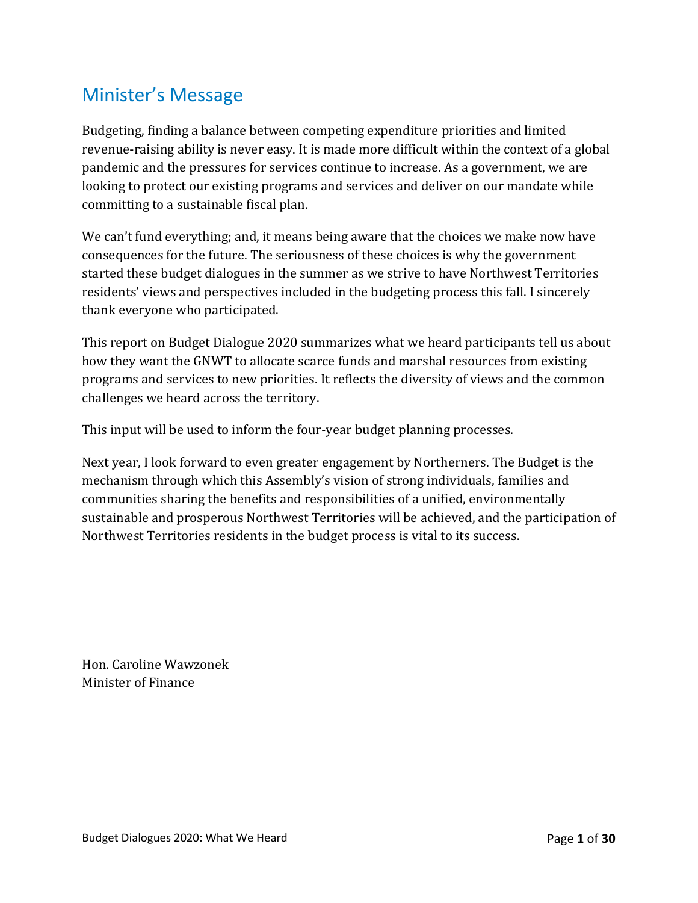## Minister's Message

Budgeting, finding a balance between competing expenditure priorities and limited revenue-raising ability is never easy. It is made more difficult within the context of a global pandemic and the pressures for services continue to increase. As a government, we are looking to protect our existing programs and services and deliver on our mandate while committing to a sustainable fiscal plan.

We can't fund everything; and, it means being aware that the choices we make now have consequences for the future. The seriousness of these choices is why the government started these budget dialogues in the summer as we strive to have Northwest Territories residents' views and perspectives included in the budgeting process this fall. I sincerely thank everyone who participated.

This report on Budget Dialogue 2020 summarizes what we heard participants tell us about how they want the GNWT to allocate scarce funds and marshal resources from existing programs and services to new priorities. It reflects the diversity of views and the common challenges we heard across the territory.

This input will be used to inform the four-year budget planning processes.

Next year, I look forward to even greater engagement by Northerners. The Budget is the mechanism through which this Assembly's vision of strong individuals, families and communities sharing the benefits and responsibilities of a unified, environmentally sustainable and prosperous Northwest Territories will be achieved, and the participation of Northwest Territories residents in the budget process is vital to its success.

Hon. Caroline Wawzonek
Minister of Finance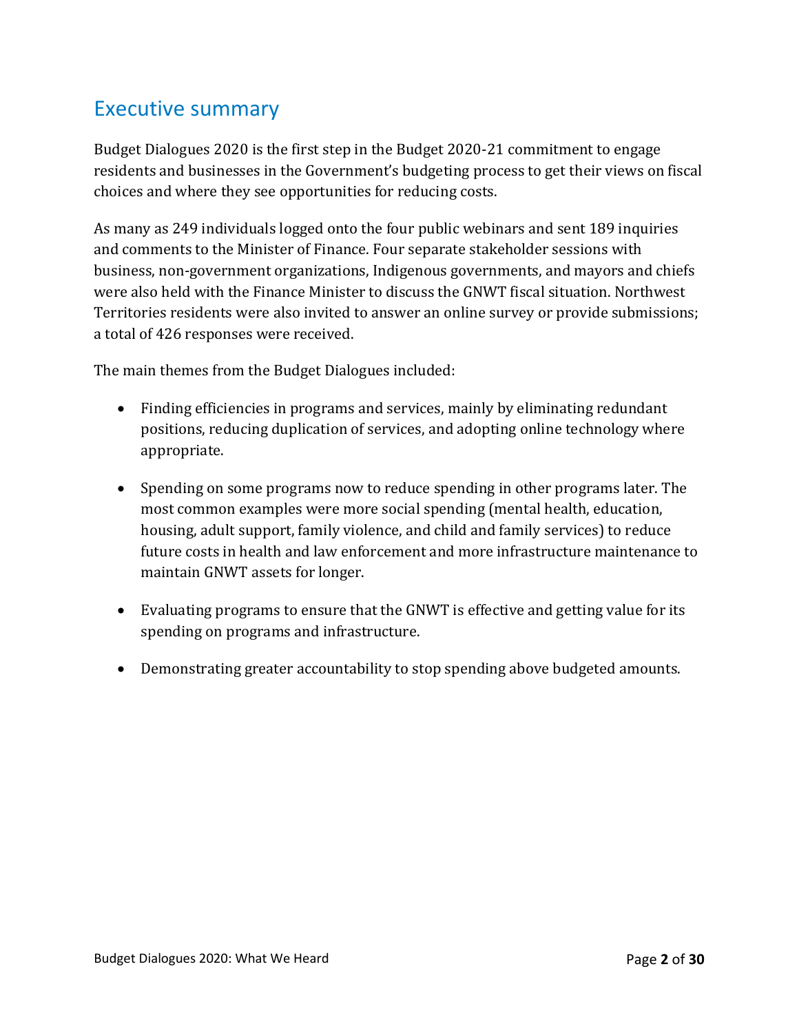## Executive summary

Budget Dialogues 2020 is the first step in the Budget 2020-21 commitment to engage residents and businesses in the Government's budgeting process to get their views on fiscal choices and where they see opportunities for reducing costs.

As many as 249 individuals logged onto the four public webinars and sent 189 inquiries and comments to the Minister of Finance. Four separate stakeholder sessions with business, non-government organizations, Indigenous governments, and mayors and chiefs were also held with the Finance Minister to discuss the GNWT fiscal situation. Northwest Territories residents were also invited to answer an online survey or provide submissions; a total of 426 responses were received.

The main themes from the Budget Dialogues included:

- Finding efficiencies in programs and services, mainly by eliminating redundant positions, reducing duplication of services, and adopting online technology where appropriate.
- Spending on some programs now to reduce spending in other programs later. The most common examples were more social spending (mental health, education, housing, adult support, family violence, and child and family services) to reduce future costs in health and law enforcement and more infrastructure maintenance to maintain GNWT assets for longer.
- Evaluating programs to ensure that the GNWT is effective and getting value for its spending on programs and infrastructure.
- Demonstrating greater accountability to stop spending above budgeted amounts.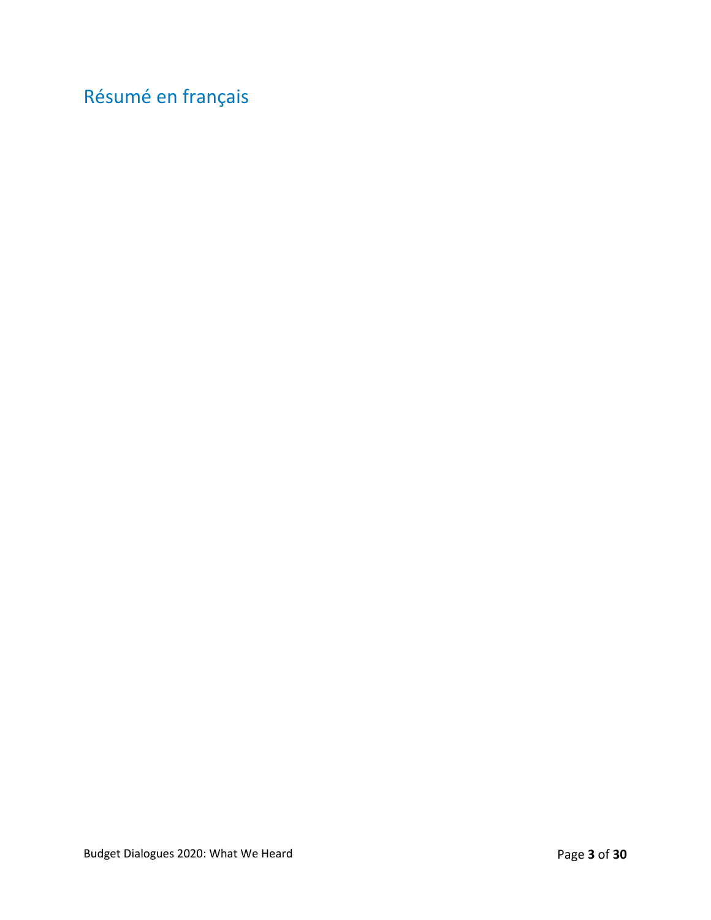# Résumé en français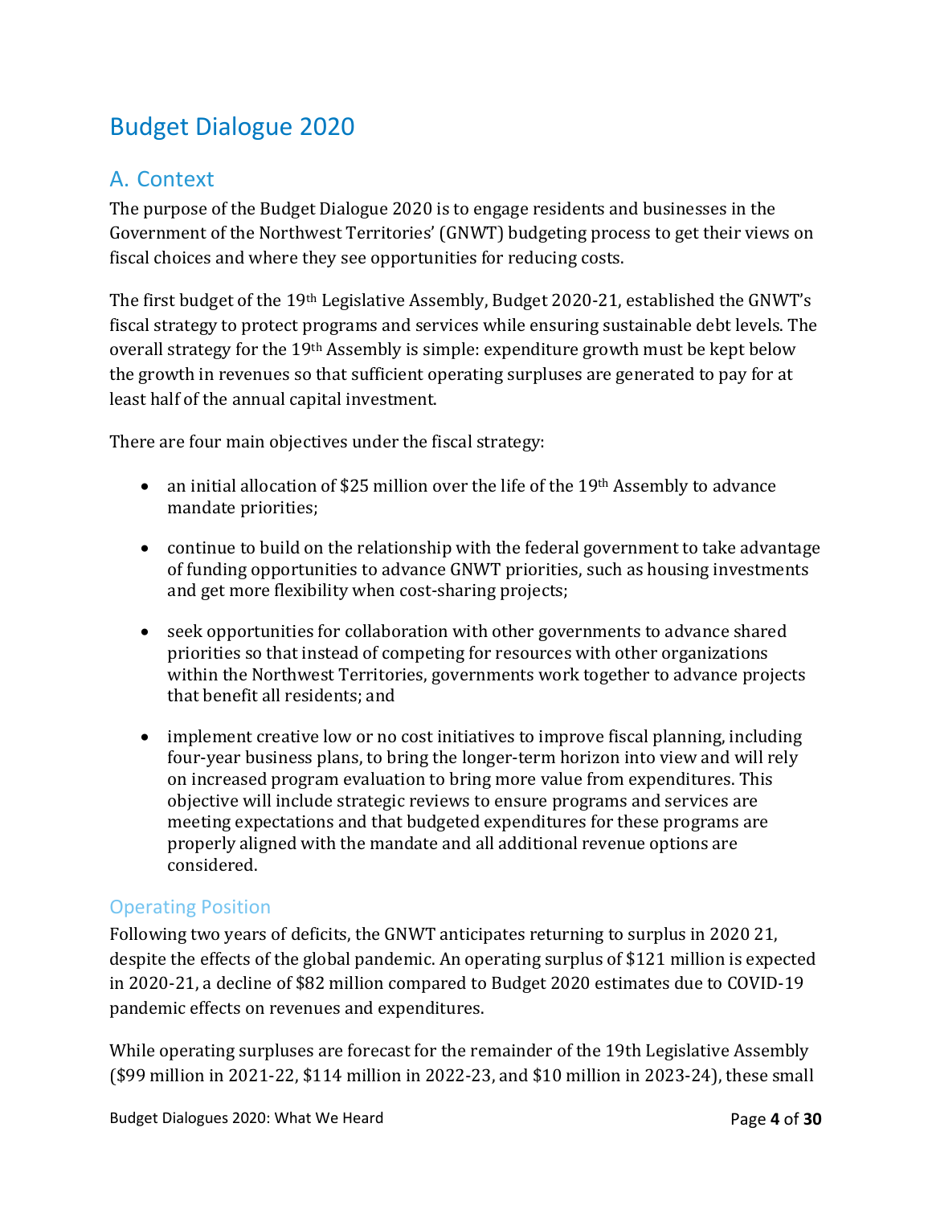# Budget Dialogue 2020

## A. Context

The purpose of the Budget Dialogue 2020 is to engage residents and businesses in the Government of the Northwest Territories' (GNWT) budgeting process to get their views on fiscal choices and where they see opportunities for reducing costs.

The first budget of the 19th Legislative Assembly, Budget 2020-21, established the GNWT's fiscal strategy to protect programs and services while ensuring sustainable debt levels. The overall strategy for the 19th Assembly is simple: expenditure growth must be kept below the growth in revenues so that sufficient operating surpluses are generated to pay for at least half of the annual capital investment.

There are four main objectives under the fiscal strategy:

- an initial allocation of $25 million over the life of the 19th Assembly to advance mandate priorities;
- continue to build on the relationship with the federal government to take advantage of funding opportunities to advance GNWT priorities, such as housing investments and get more flexibility when cost-sharing projects;
- seek opportunities for collaboration with other governments to advance shared priorities so that instead of competing for resources with other organizations within the Northwest Territories, governments work together to advance projects that benefit all residents; and
- implement creative low or no cost initiatives to improve fiscal planning, including four-year business plans, to bring the longer-term horizon into view and will rely on increased program evaluation to bring more value from expenditures. This objective will include strategic reviews to ensure programs and services are meeting expectations and that budgeted expenditures for these programs are properly aligned with the mandate and all additional revenue options are considered.

### Operating Position

Following two years of deficits, the GNWT anticipates returning to surplus in 2020 21, despite the effects of the global pandemic. An operating surplus of $121 million is expected in 2020-21, a decline of $82 million compared to Budget 2020 estimates due to COVID-19 pandemic effects on revenues and expenditures.

While operating surpluses are forecast for the remainder of the 19th Legislative Assembly ($99 million in 2021-22, $114 million in 2022-23, and $10 million in 2023-24), these small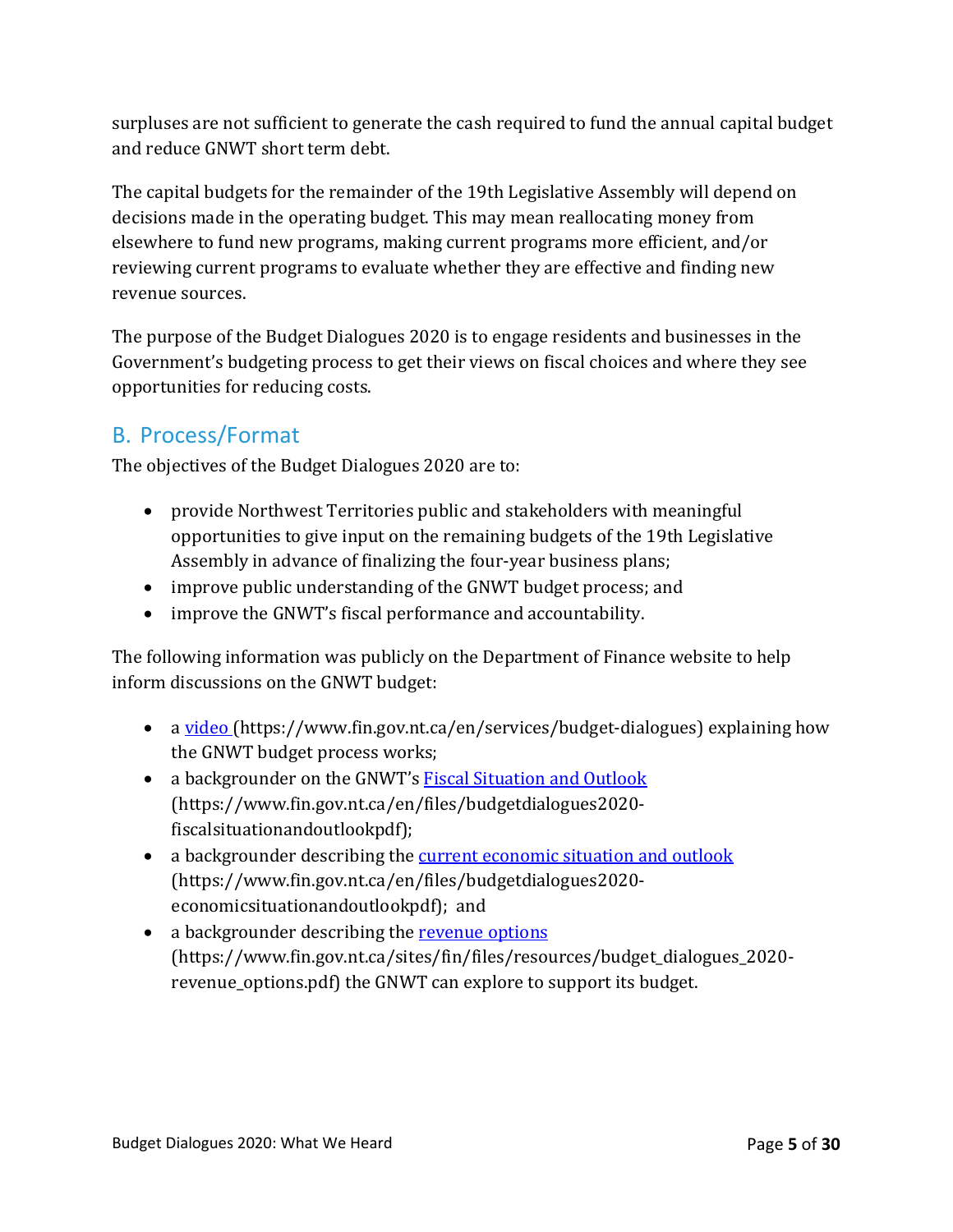surpluses are not sufficient to generate the cash required to fund the annual capital budget and reduce GNWT short term debt.

The capital budgets for the remainder of the 19th Legislative Assembly will depend on decisions made in the operating budget. This may mean reallocating money from elsewhere to fund new programs, making current programs more efficient, and/or reviewing current programs to evaluate whether they are effective and finding new revenue sources.

The purpose of the Budget Dialogues 2020 is to engage residents and businesses in the Government's budgeting process to get their views on fiscal choices and where they see opportunities for reducing costs.

## B. Process/Format

The objectives of the Budget Dialogues 2020 are to:

- provide Northwest Territories public and stakeholders with meaningful opportunities to give input on the remaining budgets of the 19th Legislative Assembly in advance of finalizing the four-year business plans;
- improve public understanding of the GNWT budget process; and
- improve the GNWT's fiscal performance and accountability.

The following information was publicly on the Department of Finance website to help inform discussions on the GNWT budget:

- a [video](https://www.fin.gov.nt.ca/en/services/budget-dialogues) (https://www.fin.gov.nt.ca/en/services/budget-dialogues) explaining how the GNWT budget process works;
- a backgrounder on the GNWT's [Fiscal Situation and Outlook](https://www.fin.gov.nt.ca/en/files/budgetdialogues2020-fiscalsituationandoutlookpdf) (https://www.fin.gov.nt.ca/en/files/budgetdialogues2020-fiscalsituationandoutlookpdf);
- a backgrounder describing the [current economic situation and outlook](https://www.fin.gov.nt.ca/en/files/budgetdialogues2020-economicsituationandoutlookpdf) (https://www.fin.gov.nt.ca/en/files/budgetdialogues2020-economicsituationandoutlookpdf); and
- a backgrounder describing the [revenue options](https://www.fin.gov.nt.ca/sites/fin/files/resources/budget_dialogues_2020-revenue_options.pdf) (https://www.fin.gov.nt.ca/sites/fin/files/resources/budget_dialogues_2020-revenue_options.pdf) the GNWT can explore to support its budget.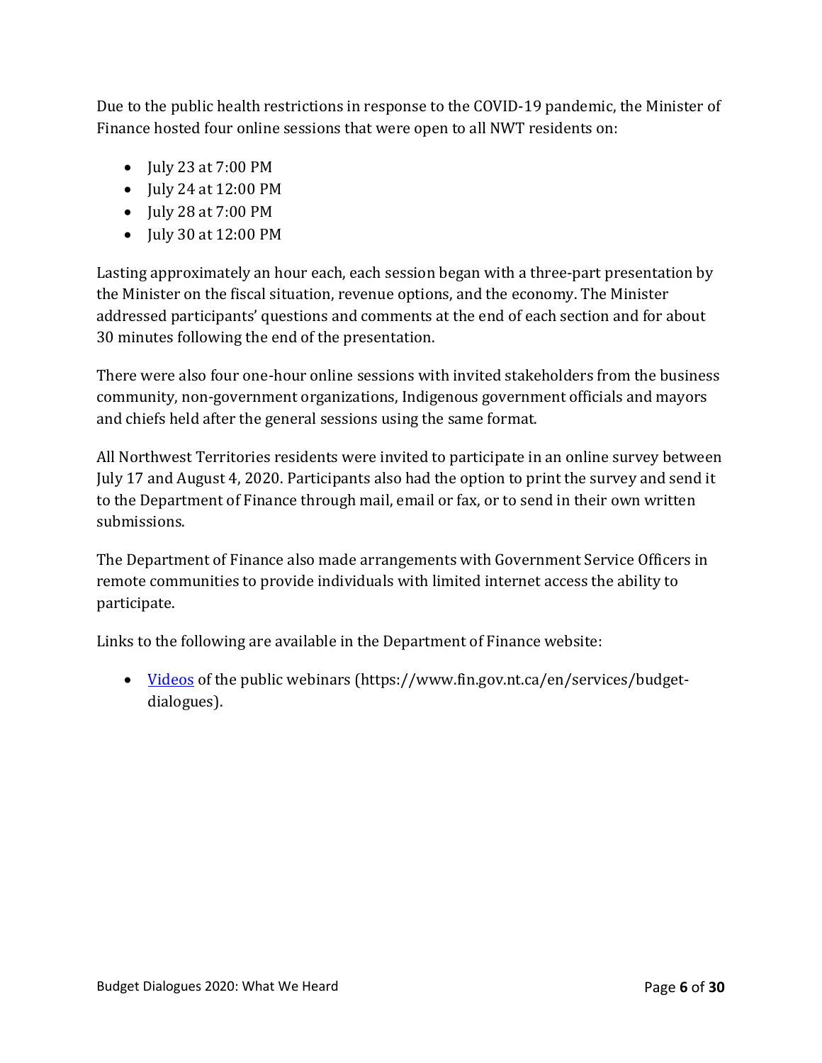Due to the public health restrictions in response to the COVID-19 pandemic, the Minister of Finance hosted four online sessions that were open to all NWT residents on:

- July 23 at 7:00 PM
- July 24 at 12:00 PM
- July 28 at 7:00 PM
- July 30 at 12:00 PM

Lasting approximately an hour each, each session began with a three-part presentation by the Minister on the fiscal situation, revenue options, and the economy. The Minister addressed participants' questions and comments at the end of each section and for about 30 minutes following the end of the presentation.

There were also four one-hour online sessions with invited stakeholders from the business community, non-government organizations, Indigenous government officials and mayors and chiefs held after the general sessions using the same format.

All Northwest Territories residents were invited to participate in an online survey between July 17 and August 4, 2020. Participants also had the option to print the survey and send it to the Department of Finance through mail, email or fax, or to send in their own written submissions.

The Department of Finance also made arrangements with Government Service Officers in remote communities to provide individuals with limited internet access the ability to participate.

Links to the following are available in the Department of Finance website:

- [Videos](https://www.fin.gov.nt.ca/en/services/budget-dialogues) of the public webinars (https://www.fin.gov.nt.ca/en/services/budget-dialogues).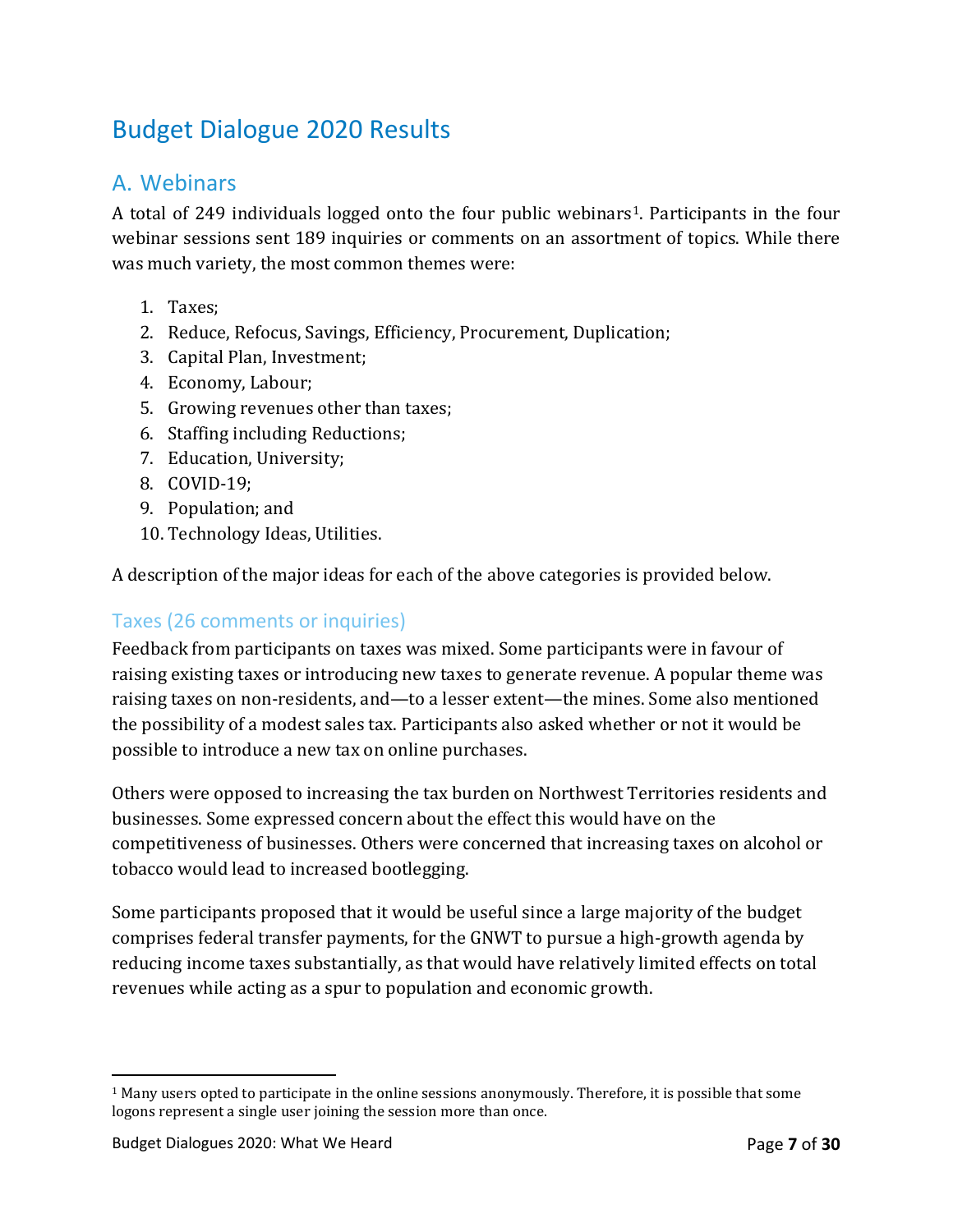# Budget Dialogue 2020 Results

## A. Webinars

A total of 249 individuals logged onto the four public webinars[1]. Participants in the four webinar sessions sent 189 inquiries or comments on an assortment of topics. While there was much variety, the most common themes were:

1. Taxes;
2. Reduce, Refocus, Savings, Efficiency, Procurement, Duplication;
3. Capital Plan, Investment;
4. Economy, Labour;
5. Growing revenues other than taxes;
6. Staffing including Reductions;
7. Education, University;
8. COVID-19;
9. Population; and
10. Technology Ideas, Utilities.

A description of the major ideas for each of the above categories is provided below.

### Taxes (26 comments or inquiries)

Feedback from participants on taxes was mixed. Some participants were in favour of raising existing taxes or introducing new taxes to generate revenue. A popular theme was raising taxes on non-residents, and—to a lesser extent—the mines. Some also mentioned the possibility of a modest sales tax. Participants also asked whether or not it would be possible to introduce a new tax on online purchases.

Others were opposed to increasing the tax burden on Northwest Territories residents and businesses. Some expressed concern about the effect this would have on the competitiveness of businesses. Others were concerned that increasing taxes on alcohol or tobacco would lead to increased bootlegging.

Some participants proposed that it would be useful since a large majority of the budget comprises federal transfer payments, for the GNWT to pursue a high-growth agenda by reducing income taxes substantially, as that would have relatively limited effects on total revenues while acting as a spur to population and economic growth.

[1] Many users opted to participate in the online sessions anonymously. Therefore, it is possible that some logons represent a single user joining the session more than once.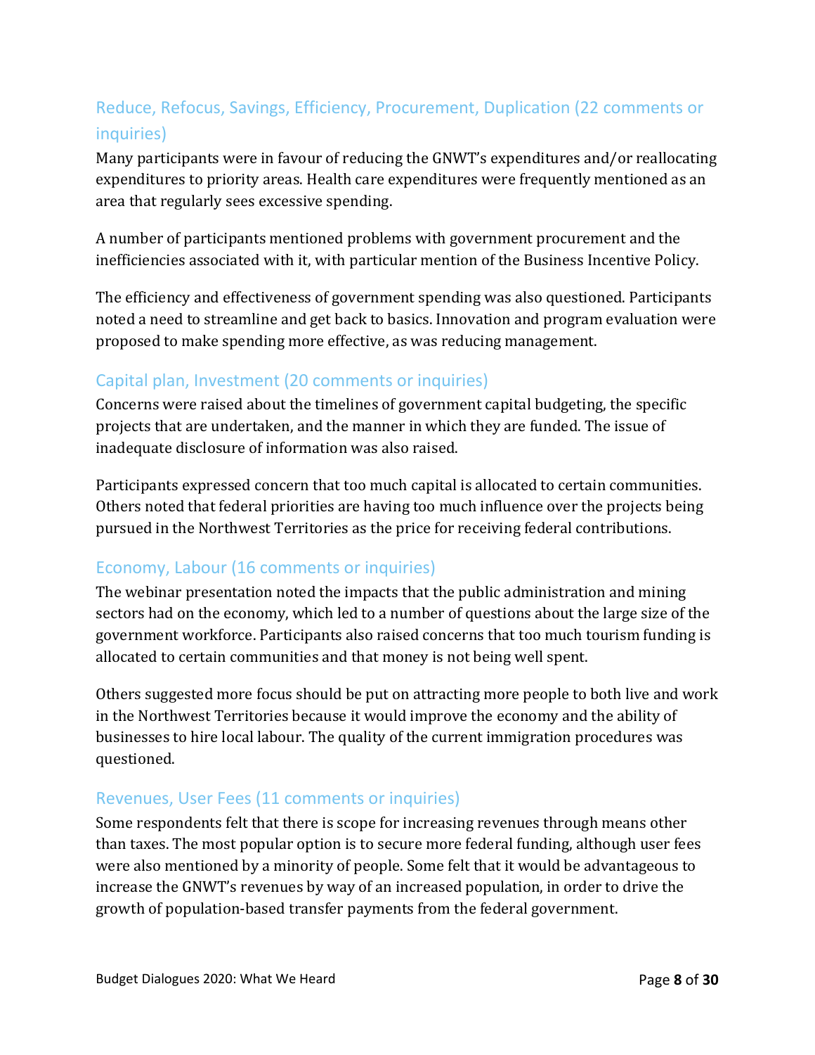### Reduce, Refocus, Savings, Efficiency, Procurement, Duplication (22 comments or inquiries)

Many participants were in favour of reducing the GNWT's expenditures and/or reallocating expenditures to priority areas. Health care expenditures were frequently mentioned as an area that regularly sees excessive spending.

A number of participants mentioned problems with government procurement and the inefficiencies associated with it, with particular mention of the Business Incentive Policy.

The efficiency and effectiveness of government spending was also questioned. Participants noted a need to streamline and get back to basics. Innovation and program evaluation were proposed to make spending more effective, as was reducing management.

### Capital plan, Investment (20 comments or inquiries)

Concerns were raised about the timelines of government capital budgeting, the specific projects that are undertaken, and the manner in which they are funded. The issue of inadequate disclosure of information was also raised.

Participants expressed concern that too much capital is allocated to certain communities. Others noted that federal priorities are having too much influence over the projects being pursued in the Northwest Territories as the price for receiving federal contributions.

### Economy, Labour (16 comments or inquiries)

The webinar presentation noted the impacts that the public administration and mining sectors had on the economy, which led to a number of questions about the large size of the government workforce. Participants also raised concerns that too much tourism funding is allocated to certain communities and that money is not being well spent.

Others suggested more focus should be put on attracting more people to both live and work in the Northwest Territories because it would improve the economy and the ability of businesses to hire local labour. The quality of the current immigration procedures was questioned.

### Revenues, User Fees (11 comments or inquiries)

Some respondents felt that there is scope for increasing revenues through means other than taxes. The most popular option is to secure more federal funding, although user fees were also mentioned by a minority of people. Some felt that it would be advantageous to increase the GNWT's revenues by way of an increased population, in order to drive the growth of population-based transfer payments from the federal government.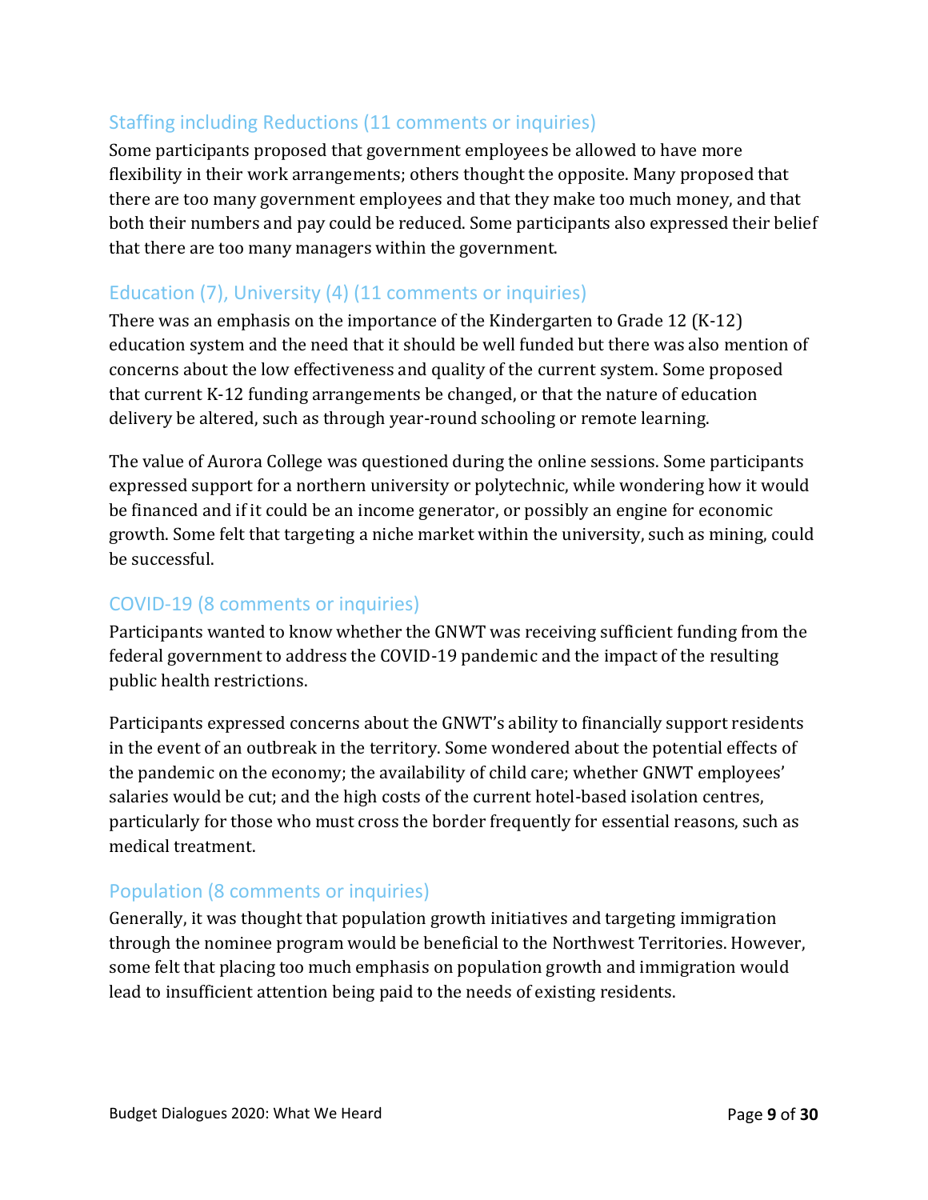## Staffing including Reductions (11 comments or inquiries)

Some participants proposed that government employees be allowed to have more flexibility in their work arrangements; others thought the opposite. Many proposed that there are too many government employees and that they make too much money, and that both their numbers and pay could be reduced. Some participants also expressed their belief that there are too many managers within the government.

## Education (7), University (4) (11 comments or inquiries)

There was an emphasis on the importance of the Kindergarten to Grade 12 (K-12) education system and the need that it should be well funded but there was also mention of concerns about the low effectiveness and quality of the current system. Some proposed that current K-12 funding arrangements be changed, or that the nature of education delivery be altered, such as through year-round schooling or remote learning.

The value of Aurora College was questioned during the online sessions. Some participants expressed support for a northern university or polytechnic, while wondering how it would be financed and if it could be an income generator, or possibly an engine for economic growth. Some felt that targeting a niche market within the university, such as mining, could be successful.

## COVID-19 (8 comments or inquiries)

Participants wanted to know whether the GNWT was receiving sufficient funding from the federal government to address the COVID-19 pandemic and the impact of the resulting public health restrictions.

Participants expressed concerns about the GNWT's ability to financially support residents in the event of an outbreak in the territory. Some wondered about the potential effects of the pandemic on the economy; the availability of child care; whether GNWT employees' salaries would be cut; and the high costs of the current hotel-based isolation centres, particularly for those who must cross the border frequently for essential reasons, such as medical treatment.

## Population (8 comments or inquiries)

Generally, it was thought that population growth initiatives and targeting immigration through the nominee program would be beneficial to the Northwest Territories. However, some felt that placing too much emphasis on population growth and immigration would lead to insufficient attention being paid to the needs of existing residents.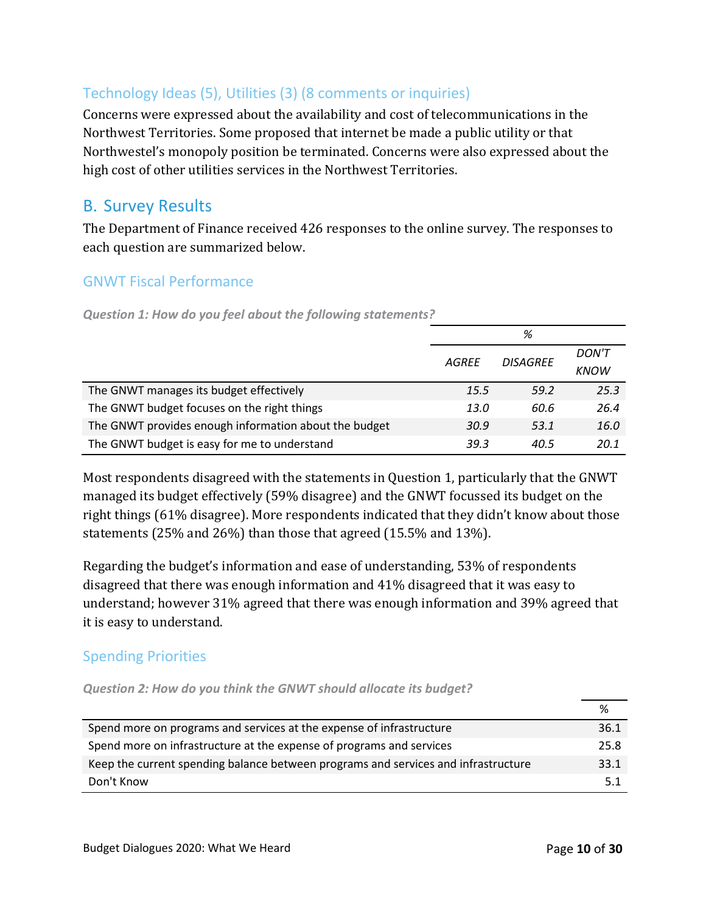### Technology Ideas (5), Utilities (3) (8 comments or inquiries)

Concerns were expressed about the availability and cost of telecommunications in the Northwest Territories. Some proposed that internet be made a public utility or that Northwestel's monopoly position be terminated. Concerns were also expressed about the high cost of other utilities services in the Northwest Territories.

## B. Survey Results

The Department of Finance received 426 responses to the online survey. The responses to each question are summarized below.

### GNWT Fiscal Performance

***Question 1: How do you feel about the following statements?***

| | % | | |
|---|---|---|---|
| | *AGREE* | *DISAGREE* | *DON'T KNOW* |
| The GNWT manages its budget effectively | *15.5* | *59.2* | *25.3* |
| The GNWT budget focuses on the right things | *13.0* | *60.6* | *26.4* |
| The GNWT provides enough information about the budget | *30.9* | *53.1* | *16.0* |
| The GNWT budget is easy for me to understand | *39.3* | *40.5* | *20.1* |

Most respondents disagreed with the statements in Question 1, particularly that the GNWT managed its budget effectively (59% disagree) and the GNWT focussed its budget on the right things (61% disagree). More respondents indicated that they didn't know about those statements (25% and 26%) than those that agreed (15.5% and 13%).

Regarding the budget's information and ease of understanding, 53% of respondents disagreed that there was enough information and 41% disagreed that it was easy to understand; however 31% agreed that there was enough information and 39% agreed that it is easy to understand.

### Spending Priorities

***Question 2: How do you think the GNWT should allocate its budget?***

| | % |
|---|---|
| Spend more on programs and services at the expense of infrastructure | 36.1 |
| Spend more on infrastructure at the expense of programs and services | 25.8 |
| Keep the current spending balance between programs and services and infrastructure | 33.1 |
| Don't Know | 5.1 |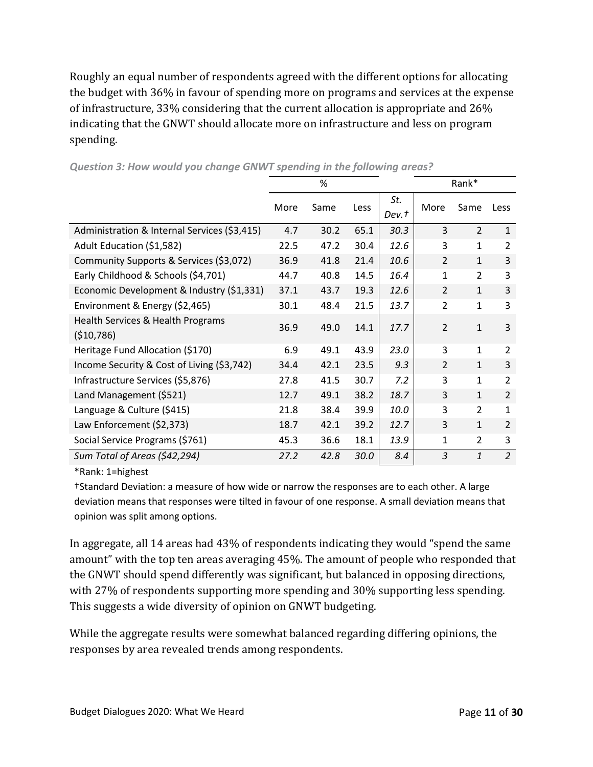Roughly an equal number of respondents agreed with the different options for allocating the budget with 36% in favour of spending more on programs and services at the expense of infrastructure, 33% considering that the current allocation is appropriate and 26% indicating that the GNWT should allocate more on infrastructure and less on program spending.

*Question 3: How would you change GNWT spending in the following areas?*

| | % | | | | Rank* | | |
|---|---|---|---|---|---|---|---|
| | More | Same | Less | *St. Dev.†* | More | Same | Less |
| Administration & Internal Services ($3,415) | 4.7 | 30.2 | 65.1 | *30.3* | 3 | 2 | 1 |
| Adult Education ($1,582) | 22.5 | 47.2 | 30.4 | *12.6* | 3 | 1 | 2 |
| Community Supports & Services ($3,072) | 36.9 | 41.8 | 21.4 | *10.6* | 2 | 1 | 3 |
| Early Childhood & Schools ($4,701) | 44.7 | 40.8 | 14.5 | *16.4* | 1 | 2 | 3 |
| Economic Development & Industry ($1,331) | 37.1 | 43.7 | 19.3 | *12.6* | 2 | 1 | 3 |
| Environment & Energy ($2,465) | 30.1 | 48.4 | 21.5 | *13.7* | 2 | 1 | 3 |
| Health Services & Health Programs ($10,786) | 36.9 | 49.0 | 14.1 | *17.7* | 2 | 1 | 3 |
| Heritage Fund Allocation ($170) | 6.9 | 49.1 | 43.9 | *23.0* | 3 | 1 | 2 |
| Income Security & Cost of Living ($3,742) | 34.4 | 42.1 | 23.5 | *9.3* | 2 | 1 | 3 |
| Infrastructure Services ($5,876) | 27.8 | 41.5 | 30.7 | *7.2* | 3 | 1 | 2 |
| Land Management ($521) | 12.7 | 49.1 | 38.2 | *18.7* | 3 | 1 | 2 |
| Language & Culture ($415) | 21.8 | 38.4 | 39.9 | *10.0* | 3 | 2 | 1 |
| Law Enforcement ($2,373) | 18.7 | 42.1 | 39.2 | *12.7* | 3 | 1 | 2 |
| Social Service Programs ($761) | 45.3 | 36.6 | 18.1 | *13.9* | 1 | 2 | 3 |
| *Sum Total of Areas ($42,294)* | *27.2* | *42.8* | *30.0* | *8.4* | *3* | *1* | *2* |

*Rank: 1=highest

†Standard Deviation: a measure of how wide or narrow the responses are to each other. A large deviation means that responses were tilted in favour of one response. A small deviation means that opinion was split among options.

In aggregate, all 14 areas had 43% of respondents indicating they would "spend the same amount" with the top ten areas averaging 45%. The amount of people who responded that the GNWT should spend differently was significant, but balanced in opposing directions, with 27% of respondents supporting more spending and 30% supporting less spending. This suggests a wide diversity of opinion on GNWT budgeting.

While the aggregate results were somewhat balanced regarding differing opinions, the responses by area revealed trends among respondents.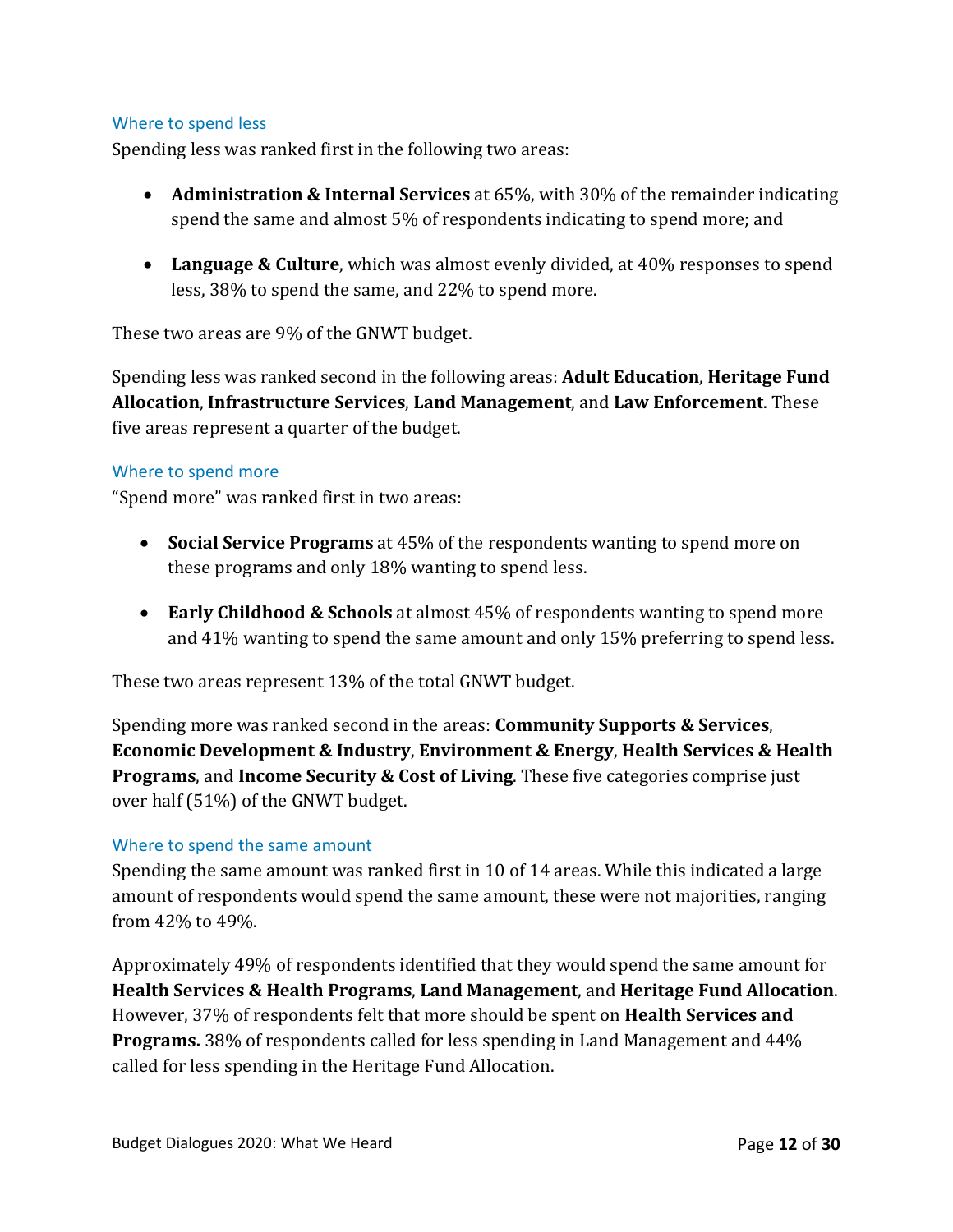### Where to spend less

Spending less was ranked first in the following two areas:

- **Administration & Internal Services** at 65%, with 30% of the remainder indicating spend the same and almost 5% of respondents indicating to spend more; and
- **Language & Culture**, which was almost evenly divided, at 40% responses to spend less, 38% to spend the same, and 22% to spend more.

These two areas are 9% of the GNWT budget.

Spending less was ranked second in the following areas: **Adult Education**, **Heritage Fund Allocation**, **Infrastructure Services**, **Land Management**, and **Law Enforcement**. These five areas represent a quarter of the budget.

### Where to spend more

"Spend more" was ranked first in two areas:

- **Social Service Programs** at 45% of the respondents wanting to spend more on these programs and only 18% wanting to spend less.
- **Early Childhood & Schools** at almost 45% of respondents wanting to spend more and 41% wanting to spend the same amount and only 15% preferring to spend less.

These two areas represent 13% of the total GNWT budget.

Spending more was ranked second in the areas: **Community Supports & Services**, **Economic Development & Industry**, **Environment & Energy**, **Health Services & Health Programs**, and **Income Security & Cost of Living**. These five categories comprise just over half (51%) of the GNWT budget.

### Where to spend the same amount

Spending the same amount was ranked first in 10 of 14 areas. While this indicated a large amount of respondents would spend the same amount, these were not majorities, ranging from 42% to 49%.

Approximately 49% of respondents identified that they would spend the same amount for **Health Services & Health Programs**, **Land Management**, and **Heritage Fund Allocation**. However, 37% of respondents felt that more should be spent on **Health Services and Programs.** 38% of respondents called for less spending in Land Management and 44% called for less spending in the Heritage Fund Allocation.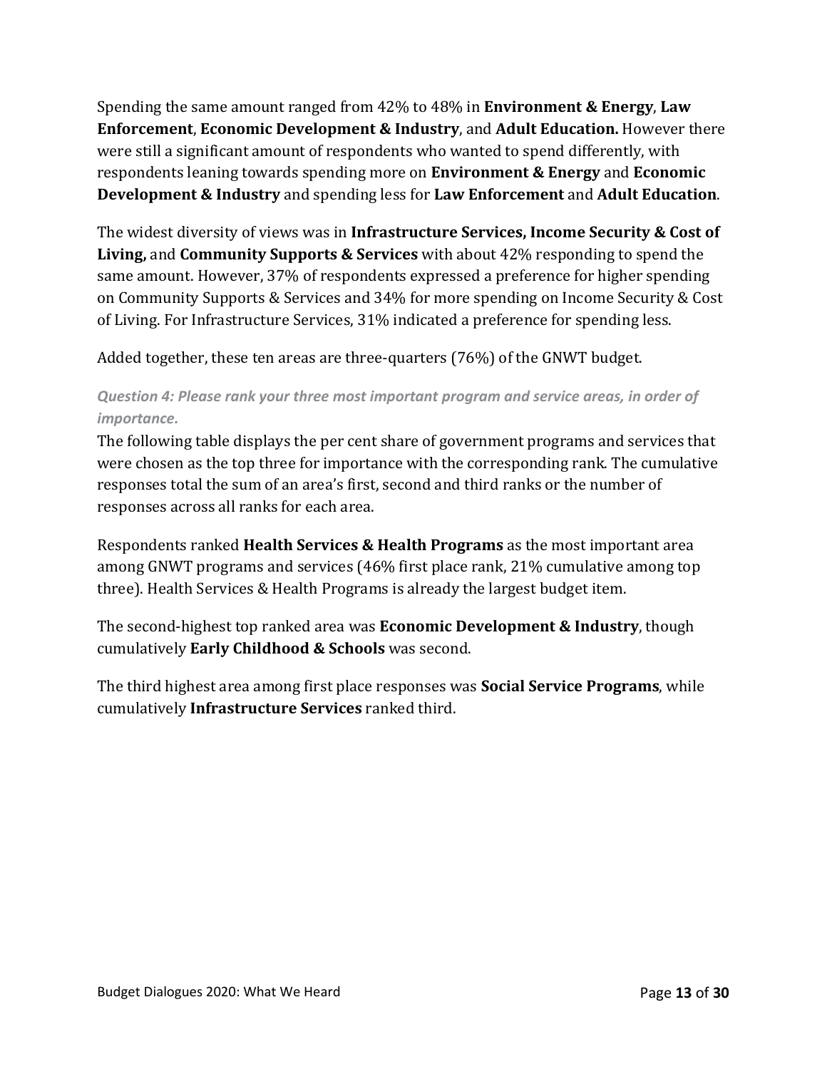Spending the same amount ranged from 42% to 48% in **Environment & Energy**, **Law Enforcement**, **Economic Development & Industry**, and **Adult Education.** However there were still a significant amount of respondents who wanted to spend differently, with respondents leaning towards spending more on **Environment & Energy** and **Economic Development & Industry** and spending less for **Law Enforcement** and **Adult Education**.

The widest diversity of views was in **Infrastructure Services, Income Security & Cost of Living,** and **Community Supports & Services** with about 42% responding to spend the same amount. However, 37% of respondents expressed a preference for higher spending on Community Supports & Services and 34% for more spending on Income Security & Cost of Living. For Infrastructure Services, 31% indicated a preference for spending less.

Added together, these ten areas are three-quarters (76%) of the GNWT budget.

### *Question 4: Please rank your three most important program and service areas, in order of importance.*

The following table displays the per cent share of government programs and services that were chosen as the top three for importance with the corresponding rank. The cumulative responses total the sum of an area's first, second and third ranks or the number of responses across all ranks for each area.

Respondents ranked **Health Services & Health Programs** as the most important area among GNWT programs and services (46% first place rank, 21% cumulative among top three). Health Services & Health Programs is already the largest budget item.

The second-highest top ranked area was **Economic Development & Industry**, though cumulatively **Early Childhood & Schools** was second.

The third highest area among first place responses was **Social Service Programs**, while cumulatively **Infrastructure Services** ranked third.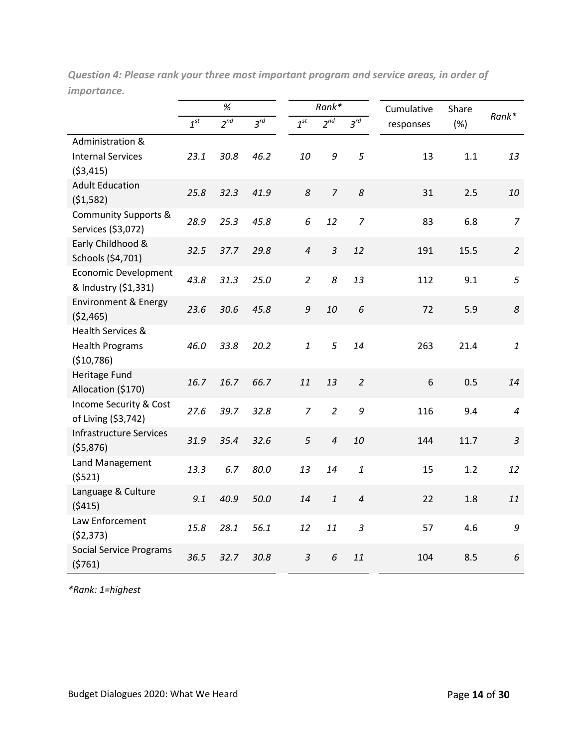*Question 4: Please rank your three most important program and service areas, in order of importance.*

| | % | | | Rank* | | | Cumulative responses | Share (%) | Rank* |
|---|---|---|---|---|---|---|---|---|---|
| | 1st | 2nd | 3rd | 1st | 2nd | 3rd | | | |
| Administration & Internal Services ($3,415) | 23.1 | 30.8 | 46.2 | 10 | 9 | 5 | 13 | 1.1 | 13 |
| Adult Education ($1,582) | 25.8 | 32.3 | 41.9 | 8 | 7 | 8 | 31 | 2.5 | 10 |
| Community Supports & Services ($3,072) | 28.9 | 25.3 | 45.8 | 6 | 12 | 7 | 83 | 6.8 | 7 |
| Early Childhood & Schools ($4,701) | 32.5 | 37.7 | 29.8 | 4 | 3 | 12 | 191 | 15.5 | 2 |
| Economic Development & Industry ($1,331) | 43.8 | 31.3 | 25.0 | 2 | 8 | 13 | 112 | 9.1 | 5 |
| Environment & Energy ($2,465) | 23.6 | 30.6 | 45.8 | 9 | 10 | 6 | 72 | 5.9 | 8 |
| Health Services & Health Programs ($10,786) | 46.0 | 33.8 | 20.2 | 1 | 5 | 14 | 263 | 21.4 | 1 |
| Heritage Fund Allocation ($170) | 16.7 | 16.7 | 66.7 | 11 | 13 | 2 | 6 | 0.5 | 14 |
| Income Security & Cost of Living ($3,742) | 27.6 | 39.7 | 32.8 | 7 | 2 | 9 | 116 | 9.4 | 4 |
| Infrastructure Services ($5,876) | 31.9 | 35.4 | 32.6 | 5 | 4 | 10 | 144 | 11.7 | 3 |
| Land Management ($521) | 13.3 | 6.7 | 80.0 | 13 | 14 | 1 | 15 | 1.2 | 12 |
| Language & Culture ($415) | 9.1 | 40.9 | 50.0 | 14 | 1 | 4 | 22 | 1.8 | 11 |
| Law Enforcement ($2,373) | 15.8 | 28.1 | 56.1 | 12 | 11 | 3 | 57 | 4.6 | 9 |
| Social Service Programs ($761) | 36.5 | 32.7 | 30.8 | 3 | 6 | 11 | 104 | 8.5 | 6 |

*\*Rank: 1=highest*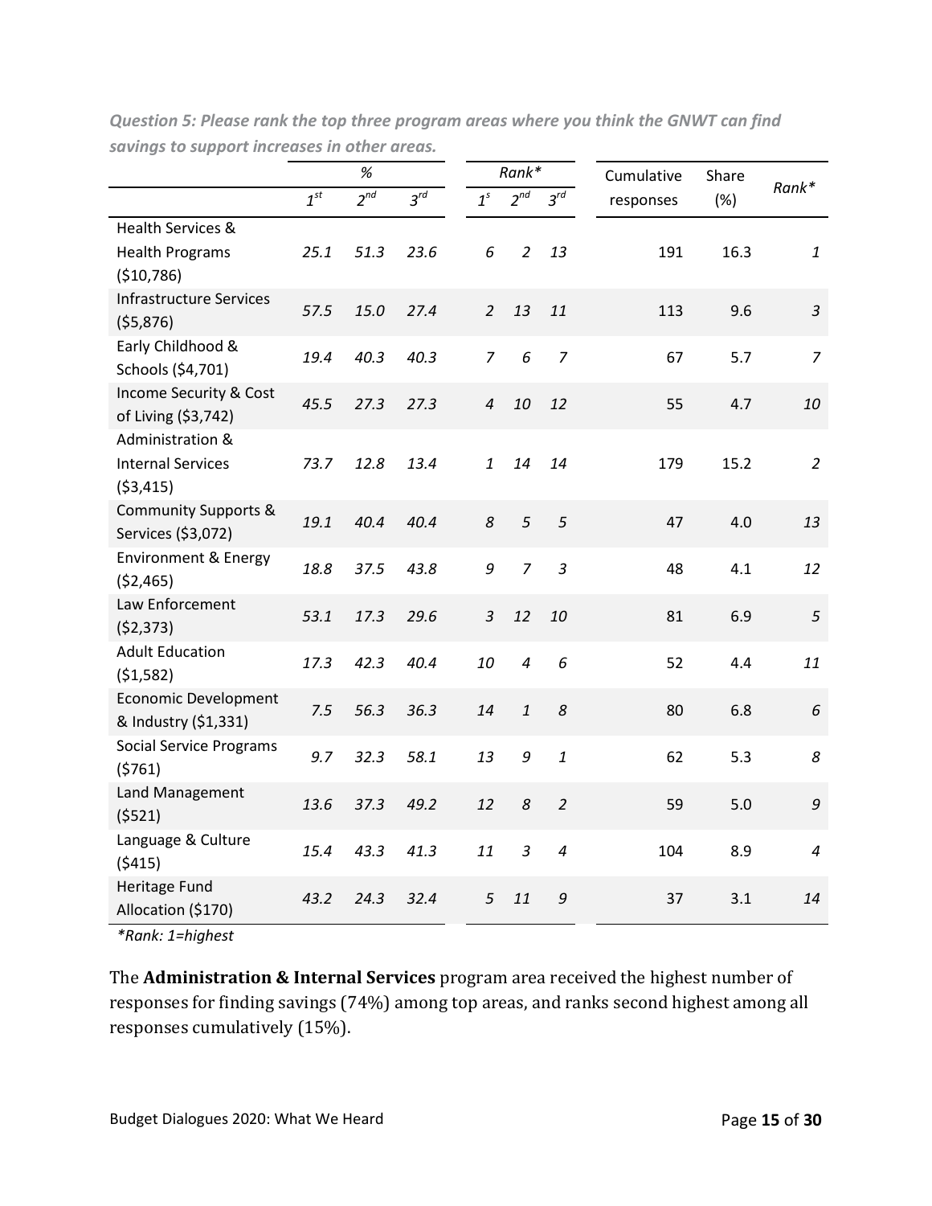*Question 5: Please rank the top three program areas where you think the GNWT can find savings to support increases in other areas.*

| | % | | | Rank* | | | Cumulative | Share | Rank* |
|---|---|---|---|---|---|---|---|---|---|
| | $1^{st}$ | $2^{nd}$ | $3^{rd}$ | $1^{s}$ | $2^{nd}$ | $3^{rd}$ | responses | (%) | |
| Health Services & Health Programs ($10,786) | 25.1 | 51.3 | 23.6 | 6 | 2 | 13 | 191 | 16.3 | 1 |
| Infrastructure Services ($5,876) | 57.5 | 15.0 | 27.4 | 2 | 13 | 11 | 113 | 9.6 | 3 |
| Early Childhood & Schools ($4,701) | 19.4 | 40.3 | 40.3 | 7 | 6 | 7 | 67 | 5.7 | 7 |
| Income Security & Cost of Living ($3,742) | 45.5 | 27.3 | 27.3 | 4 | 10 | 12 | 55 | 4.7 | 10 |
| Administration & Internal Services ($3,415) | 73.7 | 12.8 | 13.4 | 1 | 14 | 14 | 179 | 15.2 | 2 |
| Community Supports & Services ($3,072) | 19.1 | 40.4 | 40.4 | 8 | 5 | 5 | 47 | 4.0 | 13 |
| Environment & Energy ($2,465) | 18.8 | 37.5 | 43.8 | 9 | 7 | 3 | 48 | 4.1 | 12 |
| Law Enforcement ($2,373) | 53.1 | 17.3 | 29.6 | 3 | 12 | 10 | 81 | 6.9 | 5 |
| Adult Education ($1,582) | 17.3 | 42.3 | 40.4 | 10 | 4 | 6 | 52 | 4.4 | 11 |
| Economic Development & Industry ($1,331) | 7.5 | 56.3 | 36.3 | 14 | 1 | 8 | 80 | 6.8 | 6 |
| Social Service Programs ($761) | 9.7 | 32.3 | 58.1 | 13 | 9 | 1 | 62 | 5.3 | 8 |
| Land Management ($521) | 13.6 | 37.3 | 49.2 | 12 | 8 | 2 | 59 | 5.0 | 9 |
| Language & Culture ($415) | 15.4 | 43.3 | 41.3 | 11 | 3 | 4 | 104 | 8.9 | 4 |
| Heritage Fund Allocation ($170) | 43.2 | 24.3 | 32.4 | 5 | 11 | 9 | 37 | 3.1 | 14 |

*\*Rank: 1=highest*

The **Administration & Internal Services** program area received the highest number of responses for finding savings (74%) among top areas, and ranks second highest among all responses cumulatively (15%).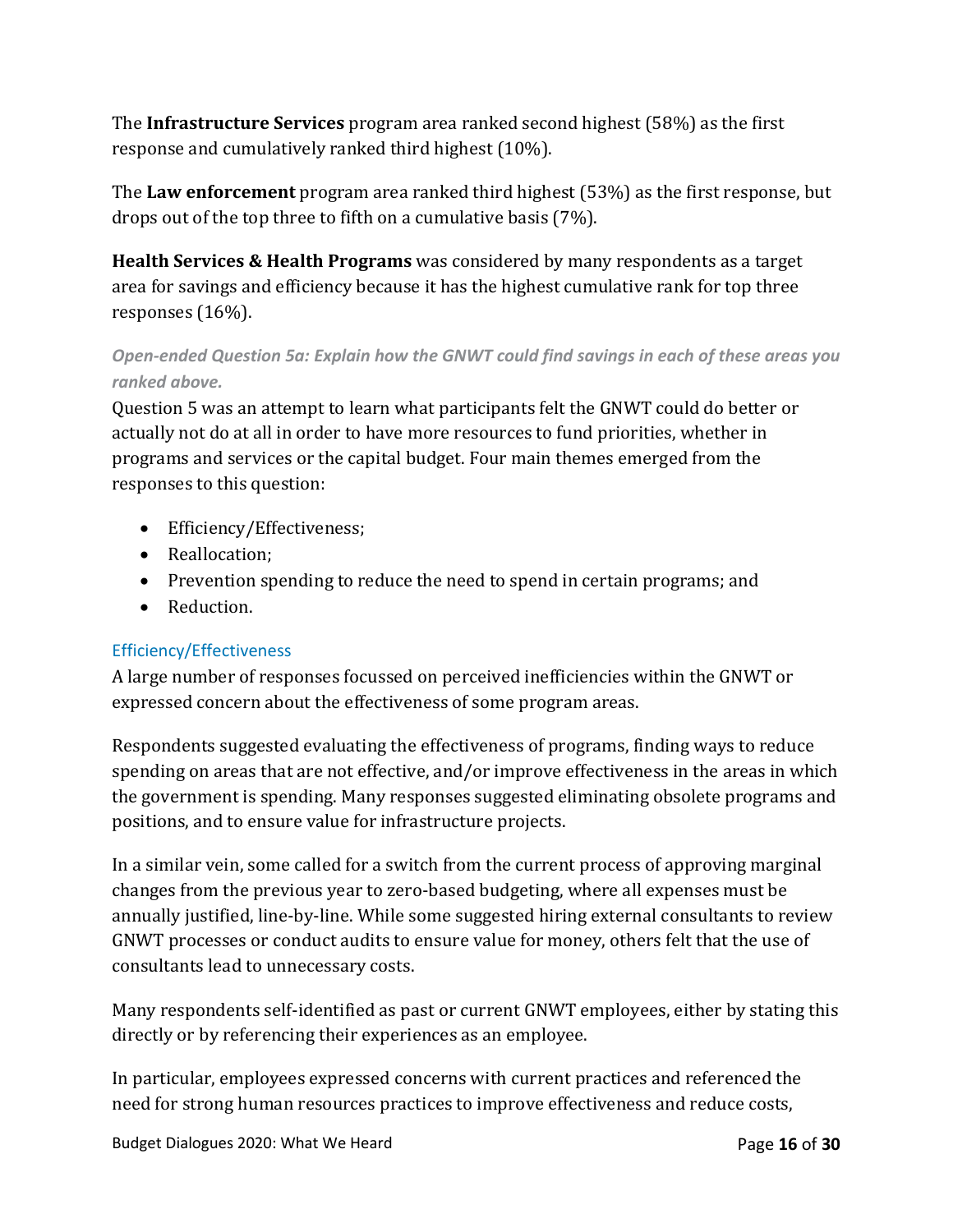The **Infrastructure Services** program area ranked second highest (58%) as the first response and cumulatively ranked third highest (10%).

The **Law enforcement** program area ranked third highest (53%) as the first response, but drops out of the top three to fifth on a cumulative basis (7%).

**Health Services & Health Programs** was considered by many respondents as a target area for savings and efficiency because it has the highest cumulative rank for top three responses (16%).

#### *Open-ended Question 5a: Explain how the GNWT could find savings in each of these areas you ranked above.*

Question 5 was an attempt to learn what participants felt the GNWT could do better or actually not do at all in order to have more resources to fund priorities, whether in programs and services or the capital budget. Four main themes emerged from the responses to this question:

- Efficiency/Effectiveness;
- Reallocation;
- Prevention spending to reduce the need to spend in certain programs; and
- Reduction.

### Efficiency/Effectiveness

A large number of responses focussed on perceived inefficiencies within the GNWT or expressed concern about the effectiveness of some program areas.

Respondents suggested evaluating the effectiveness of programs, finding ways to reduce spending on areas that are not effective, and/or improve effectiveness in the areas in which the government is spending. Many responses suggested eliminating obsolete programs and positions, and to ensure value for infrastructure projects.

In a similar vein, some called for a switch from the current process of approving marginal changes from the previous year to zero-based budgeting, where all expenses must be annually justified, line-by-line. While some suggested hiring external consultants to review GNWT processes or conduct audits to ensure value for money, others felt that the use of consultants lead to unnecessary costs.

Many respondents self-identified as past or current GNWT employees, either by stating this directly or by referencing their experiences as an employee.

In particular, employees expressed concerns with current practices and referenced the need for strong human resources practices to improve effectiveness and reduce costs,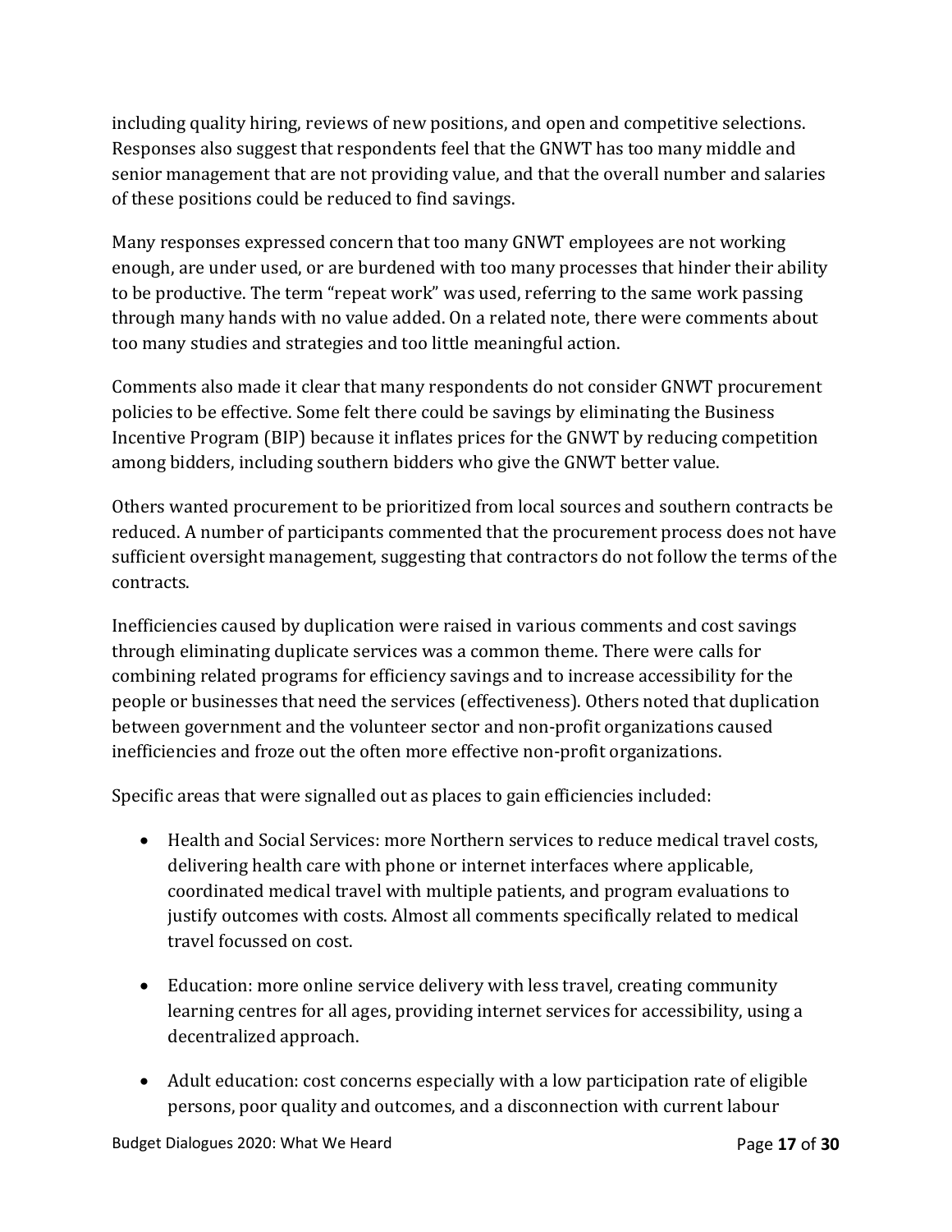including quality hiring, reviews of new positions, and open and competitive selections. Responses also suggest that respondents feel that the GNWT has too many middle and senior management that are not providing value, and that the overall number and salaries of these positions could be reduced to find savings.

Many responses expressed concern that too many GNWT employees are not working enough, are under used, or are burdened with too many processes that hinder their ability to be productive. The term “repeat work” was used, referring to the same work passing through many hands with no value added. On a related note, there were comments about too many studies and strategies and too little meaningful action.

Comments also made it clear that many respondents do not consider GNWT procurement policies to be effective. Some felt there could be savings by eliminating the Business Incentive Program (BIP) because it inflates prices for the GNWT by reducing competition among bidders, including southern bidders who give the GNWT better value.

Others wanted procurement to be prioritized from local sources and southern contracts be reduced. A number of participants commented that the procurement process does not have sufficient oversight management, suggesting that contractors do not follow the terms of the contracts.

Inefficiencies caused by duplication were raised in various comments and cost savings through eliminating duplicate services was a common theme. There were calls for combining related programs for efficiency savings and to increase accessibility for the people or businesses that need the services (effectiveness). Others noted that duplication between government and the volunteer sector and non-profit organizations caused inefficiencies and froze out the often more effective non-profit organizations.

Specific areas that were signalled out as places to gain efficiencies included:

- Health and Social Services: more Northern services to reduce medical travel costs, delivering health care with phone or internet interfaces where applicable, coordinated medical travel with multiple patients, and program evaluations to justify outcomes with costs. Almost all comments specifically related to medical travel focussed on cost.
- Education: more online service delivery with less travel, creating community learning centres for all ages, providing internet services for accessibility, using a decentralized approach.
- Adult education: cost concerns especially with a low participation rate of eligible persons, poor quality and outcomes, and a disconnection with current labour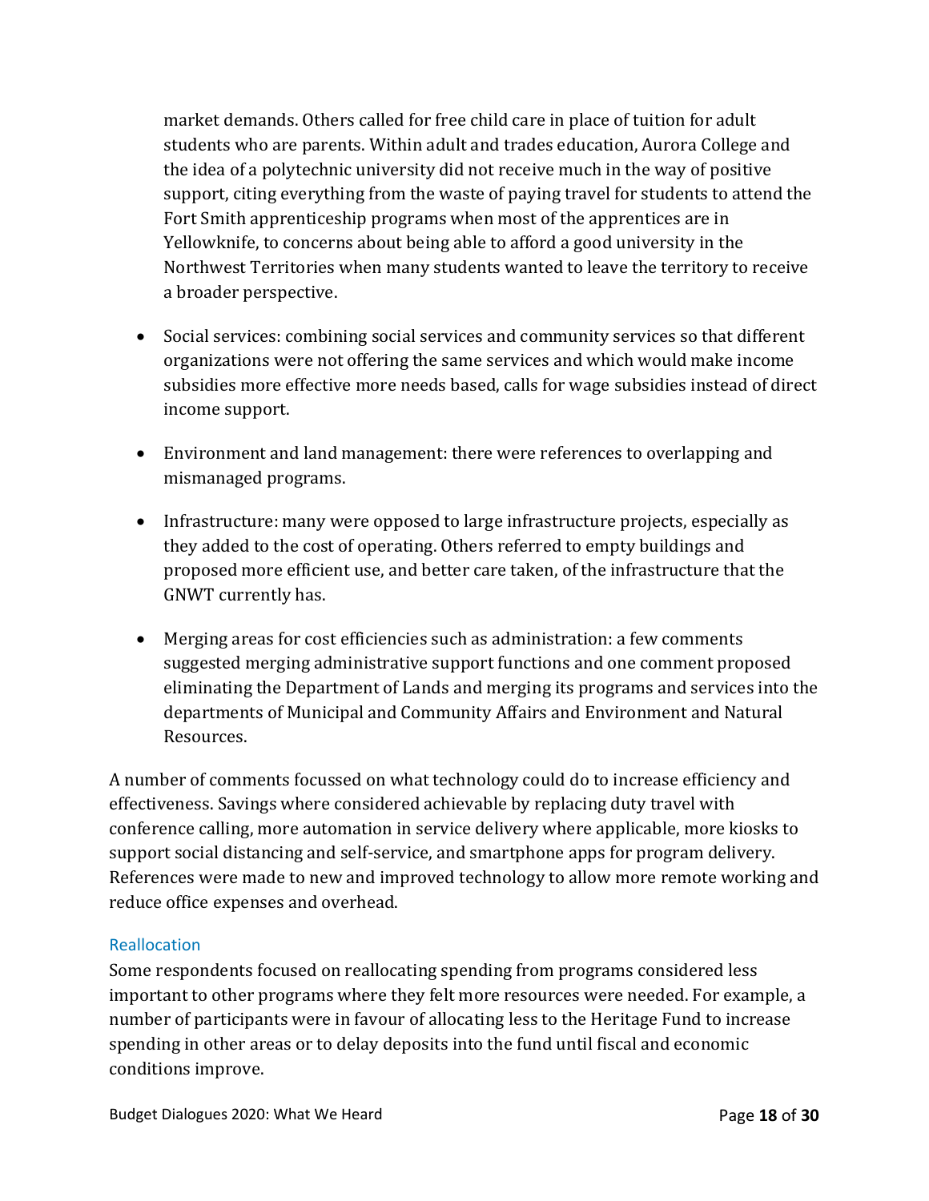market demands. Others called for free child care in place of tuition for adult students who are parents. Within adult and trades education, Aurora College and the idea of a polytechnic university did not receive much in the way of positive support, citing everything from the waste of paying travel for students to attend the Fort Smith apprenticeship programs when most of the apprentices are in Yellowknife, to concerns about being able to afford a good university in the Northwest Territories when many students wanted to leave the territory to receive a broader perspective.

- Social services: combining social services and community services so that different organizations were not offering the same services and which would make income subsidies more effective more needs based, calls for wage subsidies instead of direct income support.

- Environment and land management: there were references to overlapping and mismanaged programs.

- Infrastructure: many were opposed to large infrastructure projects, especially as they added to the cost of operating. Others referred to empty buildings and proposed more efficient use, and better care taken, of the infrastructure that the GNWT currently has.

- Merging areas for cost efficiencies such as administration: a few comments suggested merging administrative support functions and one comment proposed eliminating the Department of Lands and merging its programs and services into the departments of Municipal and Community Affairs and Environment and Natural Resources.

A number of comments focussed on what technology could do to increase efficiency and effectiveness. Savings where considered achievable by replacing duty travel with conference calling, more automation in service delivery where applicable, more kiosks to support social distancing and self-service, and smartphone apps for program delivery. References were made to new and improved technology to allow more remote working and reduce office expenses and overhead.

### Reallocation

Some respondents focused on reallocating spending from programs considered less important to other programs where they felt more resources were needed. For example, a number of participants were in favour of allocating less to the Heritage Fund to increase spending in other areas or to delay deposits into the fund until fiscal and economic conditions improve.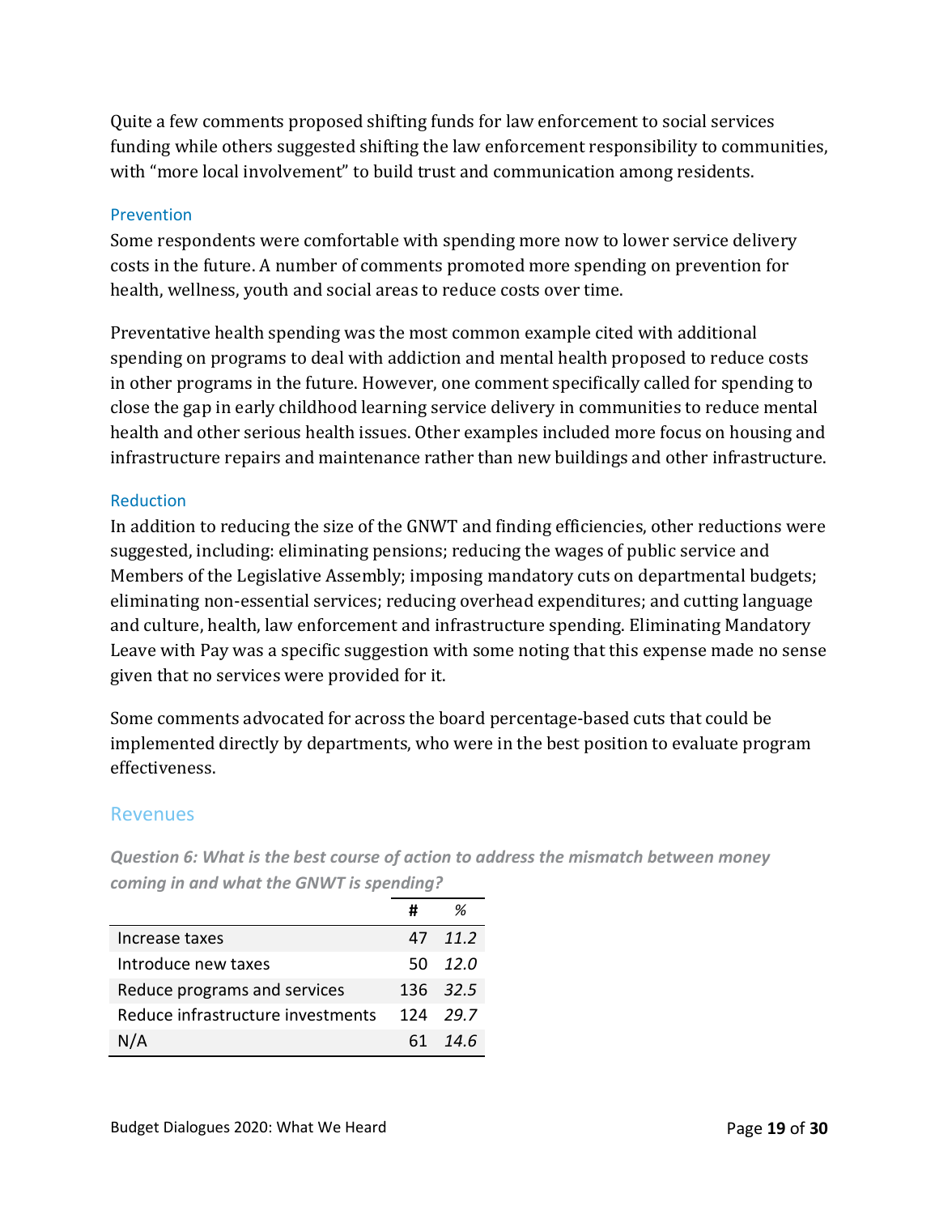Quite a few comments proposed shifting funds for law enforcement to social services funding while others suggested shifting the law enforcement responsibility to communities, with "more local involvement" to build trust and communication among residents.

### Prevention

Some respondents were comfortable with spending more now to lower service delivery costs in the future. A number of comments promoted more spending on prevention for health, wellness, youth and social areas to reduce costs over time.

Preventative health spending was the most common example cited with additional spending on programs to deal with addiction and mental health proposed to reduce costs in other programs in the future. However, one comment specifically called for spending to close the gap in early childhood learning service delivery in communities to reduce mental health and other serious health issues. Other examples included more focus on housing and infrastructure repairs and maintenance rather than new buildings and other infrastructure.

### Reduction

In addition to reducing the size of the GNWT and finding efficiencies, other reductions were suggested, including: eliminating pensions; reducing the wages of public service and Members of the Legislative Assembly; imposing mandatory cuts on departmental budgets; eliminating non-essential services; reducing overhead expenditures; and cutting language and culture, health, law enforcement and infrastructure spending. Eliminating Mandatory Leave with Pay was a specific suggestion with some noting that this expense made no sense given that no services were provided for it.

Some comments advocated for across the board percentage-based cuts that could be implemented directly by departments, who were in the best position to evaluate program effectiveness.

## Revenues

***Question 6: What is the best course of action to address the mismatch between money coming in and what the GNWT is spending?***

| | # | % |
|---|---|---|
| Increase taxes | 47 | *11.2* |
| Introduce new taxes | 50 | *12.0* |
| Reduce programs and services | 136 | *32.5* |
| Reduce infrastructure investments | 124 | *29.7* |
| N/A | 61 | *14.6* |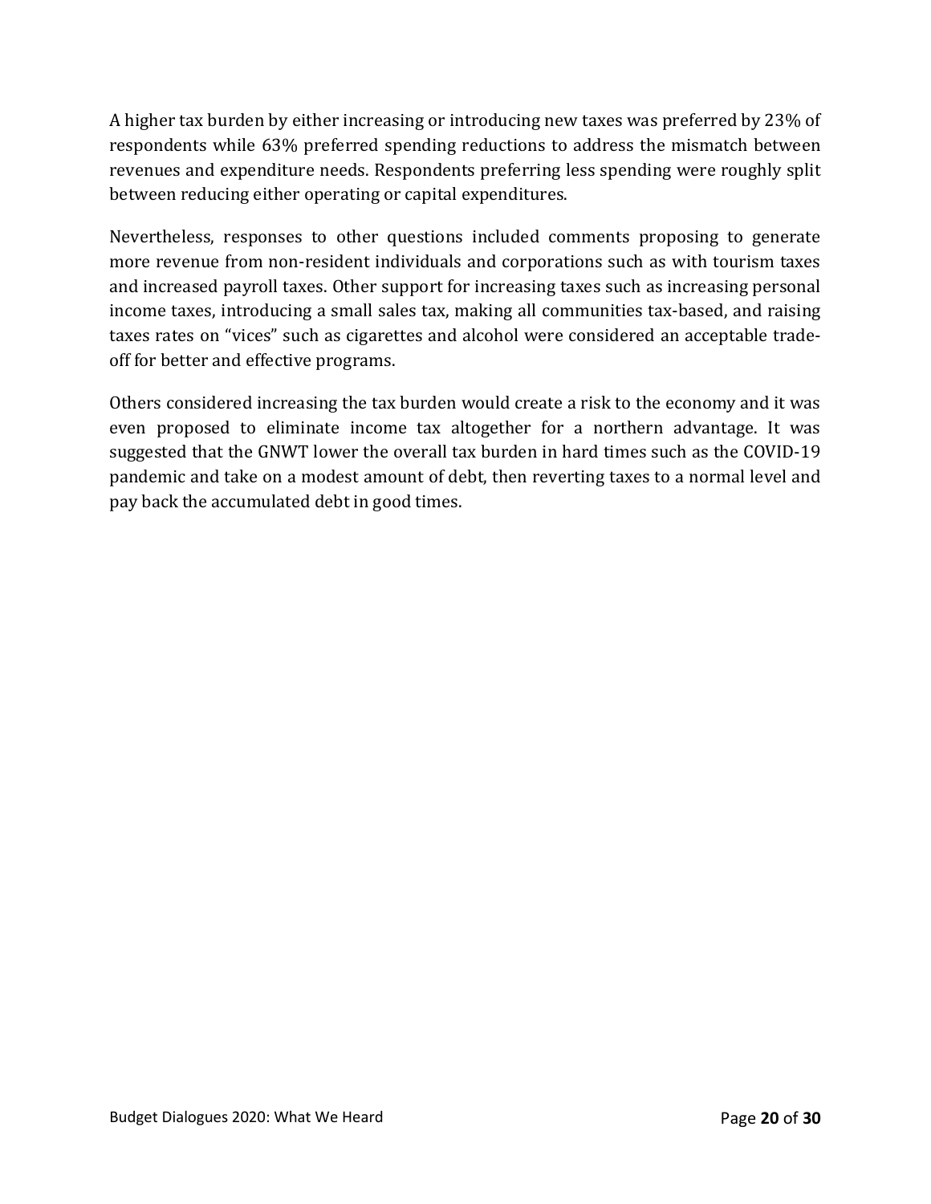A higher tax burden by either increasing or introducing new taxes was preferred by 23% of respondents while 63% preferred spending reductions to address the mismatch between revenues and expenditure needs. Respondents preferring less spending were roughly split between reducing either operating or capital expenditures.

Nevertheless, responses to other questions included comments proposing to generate more revenue from non-resident individuals and corporations such as with tourism taxes and increased payroll taxes. Other support for increasing taxes such as increasing personal income taxes, introducing a small sales tax, making all communities tax-based, and raising taxes rates on "vices" such as cigarettes and alcohol were considered an acceptable trade-off for better and effective programs.

Others considered increasing the tax burden would create a risk to the economy and it was even proposed to eliminate income tax altogether for a northern advantage. It was suggested that the GNWT lower the overall tax burden in hard times such as the COVID-19 pandemic and take on a modest amount of debt, then reverting taxes to a normal level and pay back the accumulated debt in good times.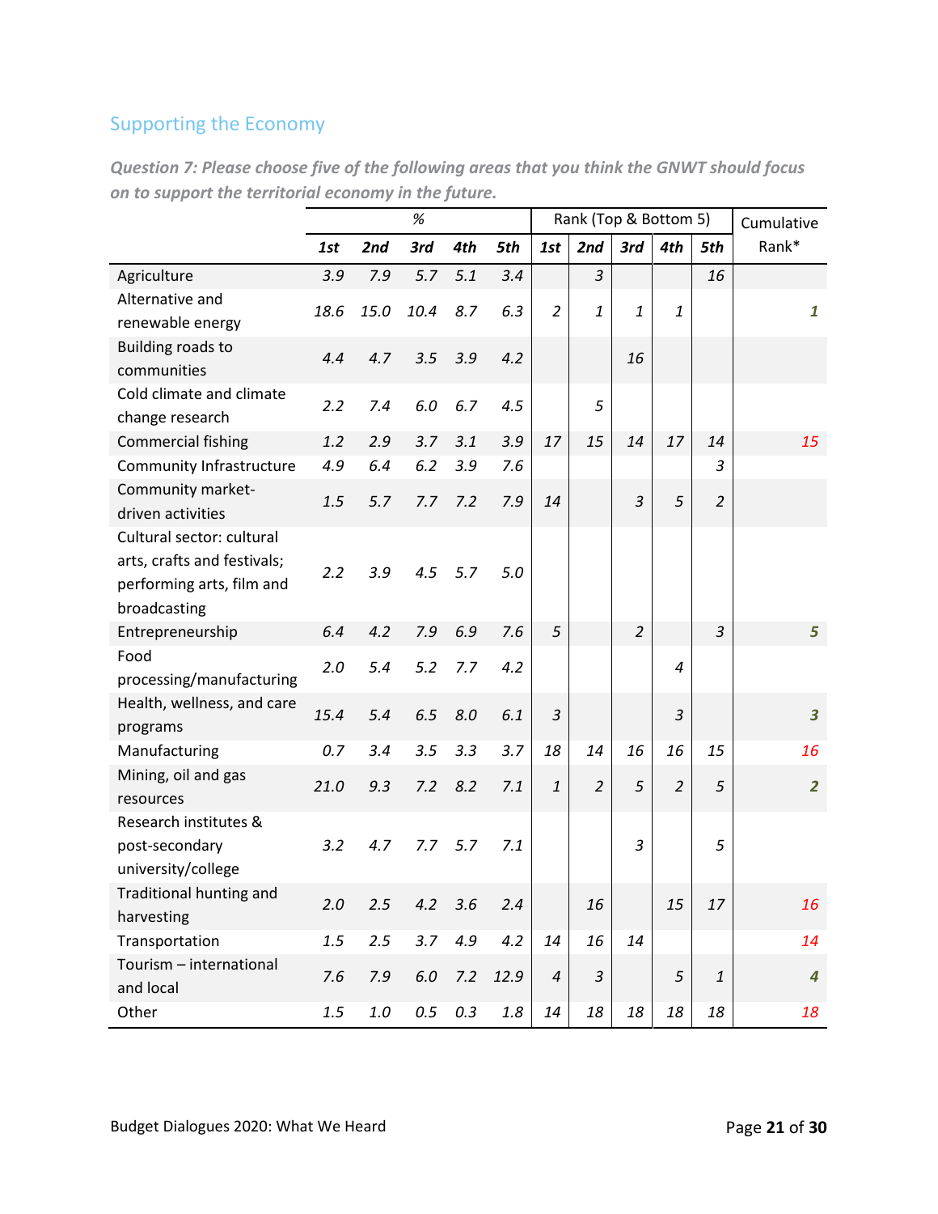## Supporting the Economy

***Question 7: Please choose five of the following areas that you think the GNWT should focus on to support the territorial economy in the future.***

| | % | | | | | Rank (Top & Bottom 5) | | | | | Cumulative Rank* |
|---|---|---|---|---|---|---|---|---|---|---|---|
| | ***1st*** | ***2nd*** | ***3rd*** | ***4th*** | ***5th*** | ***1st*** | ***2nd*** | ***3rd*** | ***4th*** | ***5th*** | |
| Agriculture | *3.9* | *7.9* | *5.7* | *5.1* | *3.4* | | *3* | | | *16* | |
| Alternative and renewable energy | *18.6* | *15.0* | *10.4* | *8.7* | *6.3* | *2* | *1* | *1* | *1* | | *1* |
| Building roads to communities | *4.4* | *4.7* | *3.5* | *3.9* | *4.2* | | | *16* | | | |
| Cold climate and climate change research | *2.2* | *7.4* | *6.0* | *6.7* | *4.5* | | *5* | | | | |
| Commercial fishing | *1.2* | *2.9* | *3.7* | *3.1* | *3.9* | *17* | *15* | *14* | *17* | *14* | *15* |
| Community Infrastructure | *4.9* | *6.4* | *6.2* | *3.9* | *7.6* | | | | | *3* | |
| Community market-driven activities | *1.5* | *5.7* | *7.7* | *7.2* | *7.9* | *14* | | *3* | *5* | *2* | |
| Cultural sector: cultural arts, crafts and festivals; performing arts, film and broadcasting | *2.2* | *3.9* | *4.5* | *5.7* | *5.0* | | | | | | |
| Entrepreneurship | *6.4* | *4.2* | *7.9* | *6.9* | *7.6* | *5* | | *2* | | *3* | *5* |
| Food processing/manufacturing | *2.0* | *5.4* | *5.2* | *7.7* | *4.2* | | | | *4* | | |
| Health, wellness, and care programs | *15.4* | *5.4* | *6.5* | *8.0* | *6.1* | *3* | | | *3* | | *3* |
| Manufacturing | *0.7* | *3.4* | *3.5* | *3.3* | *3.7* | *18* | *14* | *16* | *16* | *15* | *16* |
| Mining, oil and gas resources | *21.0* | *9.3* | *7.2* | *8.2* | *7.1* | *1* | *2* | *5* | *2* | *5* | *2* |
| Research institutes & post-secondary university/college | *3.2* | *4.7* | *7.7* | *5.7* | *7.1* | | | *3* | | *5* | |
| Traditional hunting and harvesting | *2.0* | *2.5* | *4.2* | *3.6* | *2.4* | | *16* | | *15* | *17* | *16* |
| Transportation | *1.5* | *2.5* | *3.7* | *4.9* | *4.2* | *14* | *16* | *14* | | | *14* |
| Tourism – international and local | *7.6* | *7.9* | *6.0* | *7.2* | *12.9* | *4* | *3* | | *5* | *1* | *4* |
| Other | *1.5* | *1.0* | *0.5* | *0.3* | *1.8* | *14* | *18* | *18* | *18* | *18* | *18* |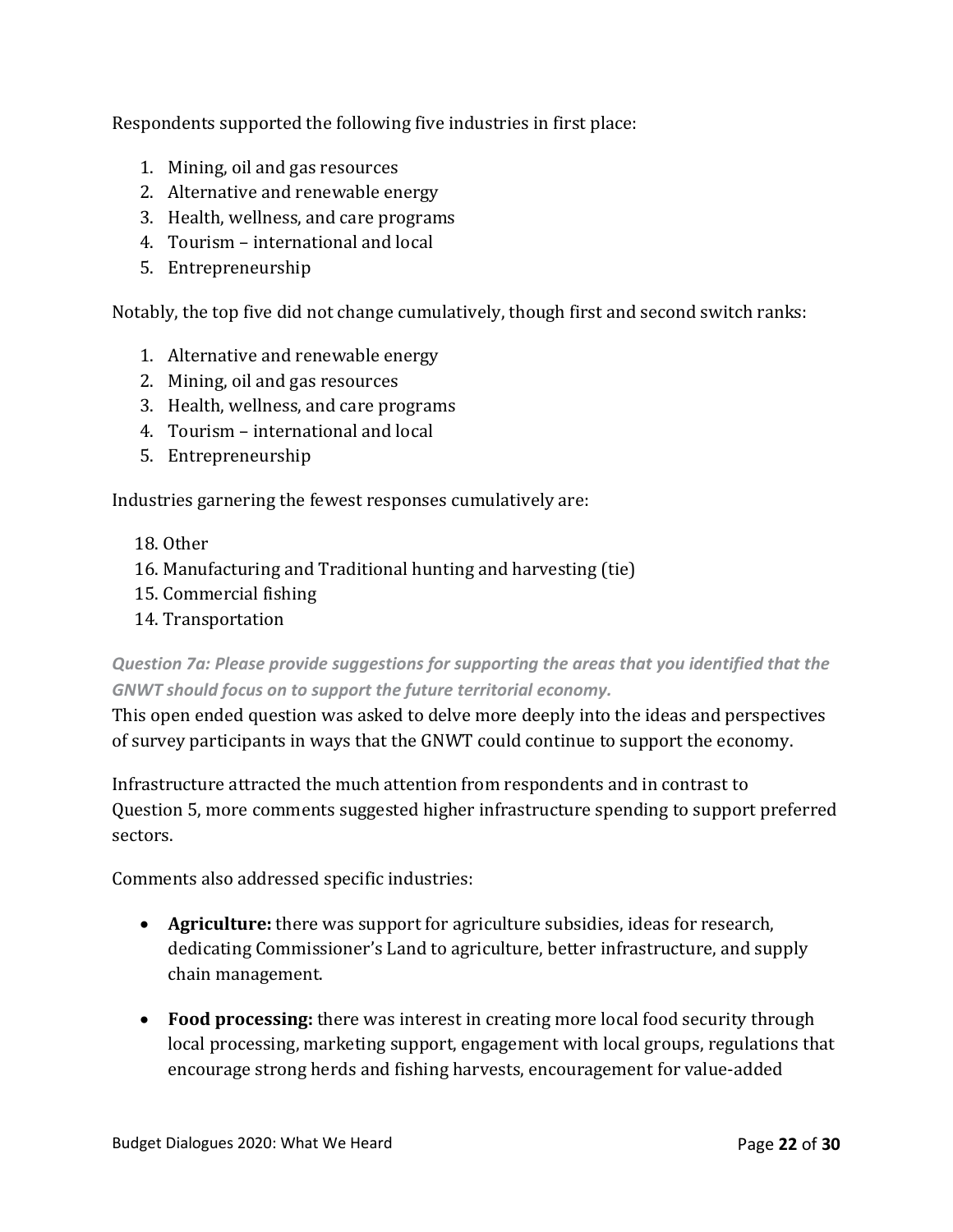Respondents supported the following five industries in first place:

1. Mining, oil and gas resources
2. Alternative and renewable energy
3. Health, wellness, and care programs
4. Tourism – international and local
5. Entrepreneurship

Notably, the top five did not change cumulatively, though first and second switch ranks:

1. Alternative and renewable energy
2. Mining, oil and gas resources
3. Health, wellness, and care programs
4. Tourism – international and local
5. Entrepreneurship

Industries garnering the fewest responses cumulatively are:

18. Other
16. Manufacturing and Traditional hunting and harvesting (tie)
15. Commercial fishing
14. Transportation

*Question 7a: Please provide suggestions for supporting the areas that you identified that the GNWT should focus on to support the future territorial economy.*

This open ended question was asked to delve more deeply into the ideas and perspectives of survey participants in ways that the GNWT could continue to support the economy.

Infrastructure attracted the much attention from respondents and in contrast to Question 5, more comments suggested higher infrastructure spending to support preferred sectors.

Comments also addressed specific industries:

- **Agriculture:** there was support for agriculture subsidies, ideas for research, dedicating Commissioner's Land to agriculture, better infrastructure, and supply chain management.
- **Food processing:** there was interest in creating more local food security through local processing, marketing support, engagement with local groups, regulations that encourage strong herds and fishing harvests, encouragement for value-added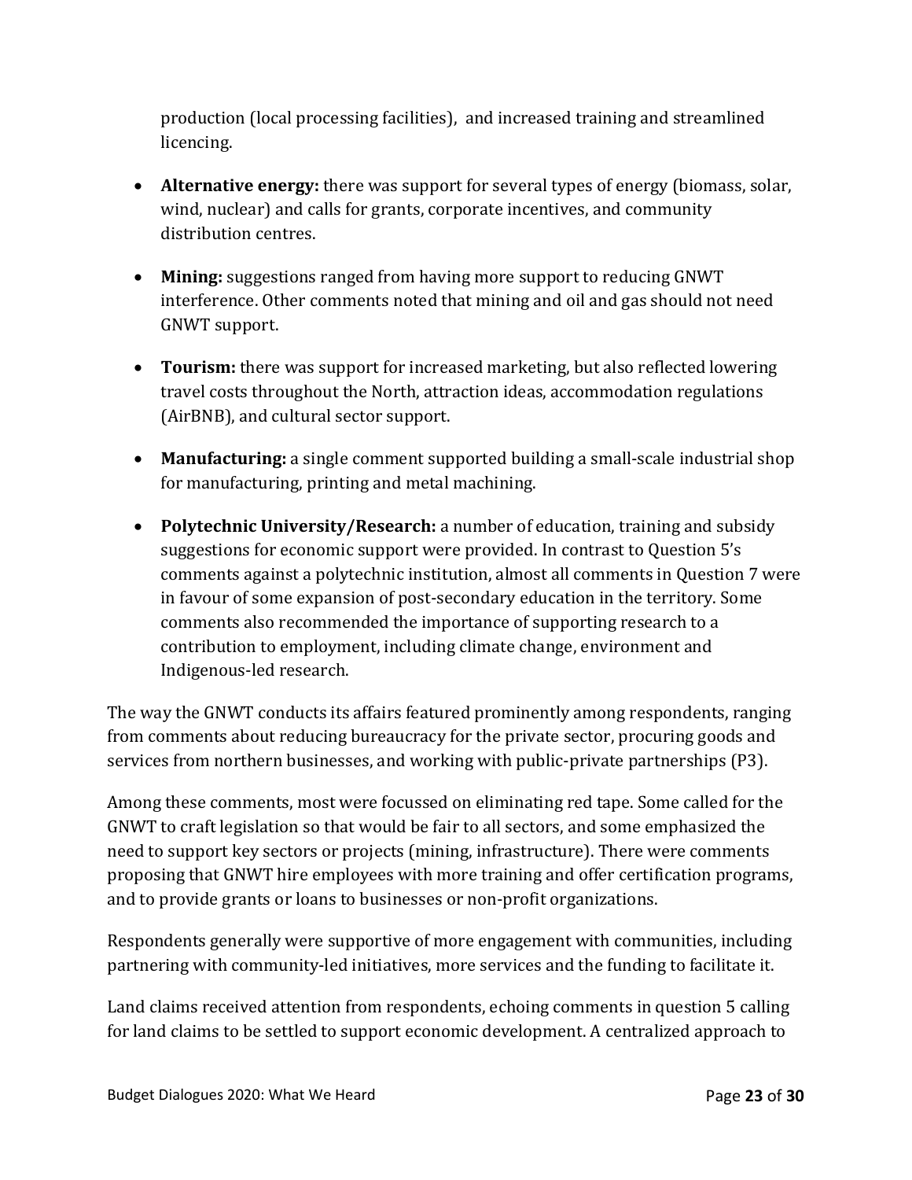production (local processing facilities), and increased training and streamlined licencing.

- **Alternative energy:** there was support for several types of energy (biomass, solar, wind, nuclear) and calls for grants, corporate incentives, and community distribution centres.

- **Mining:** suggestions ranged from having more support to reducing GNWT interference. Other comments noted that mining and oil and gas should not need GNWT support.

- **Tourism:** there was support for increased marketing, but also reflected lowering travel costs throughout the North, attraction ideas, accommodation regulations (AirBNB), and cultural sector support.

- **Manufacturing:** a single comment supported building a small-scale industrial shop for manufacturing, printing and metal machining.

- **Polytechnic University/Research:** a number of education, training and subsidy suggestions for economic support were provided. In contrast to Question 5's comments against a polytechnic institution, almost all comments in Question 7 were in favour of some expansion of post-secondary education in the territory. Some comments also recommended the importance of supporting research to a contribution to employment, including climate change, environment and Indigenous-led research.

The way the GNWT conducts its affairs featured prominently among respondents, ranging from comments about reducing bureaucracy for the private sector, procuring goods and services from northern businesses, and working with public-private partnerships (P3).

Among these comments, most were focussed on eliminating red tape. Some called for the GNWT to craft legislation so that would be fair to all sectors, and some emphasized the need to support key sectors or projects (mining, infrastructure). There were comments proposing that GNWT hire employees with more training and offer certification programs, and to provide grants or loans to businesses or non-profit organizations.

Respondents generally were supportive of more engagement with communities, including partnering with community-led initiatives, more services and the funding to facilitate it.

Land claims received attention from respondents, echoing comments in question 5 calling for land claims to be settled to support economic development. A centralized approach to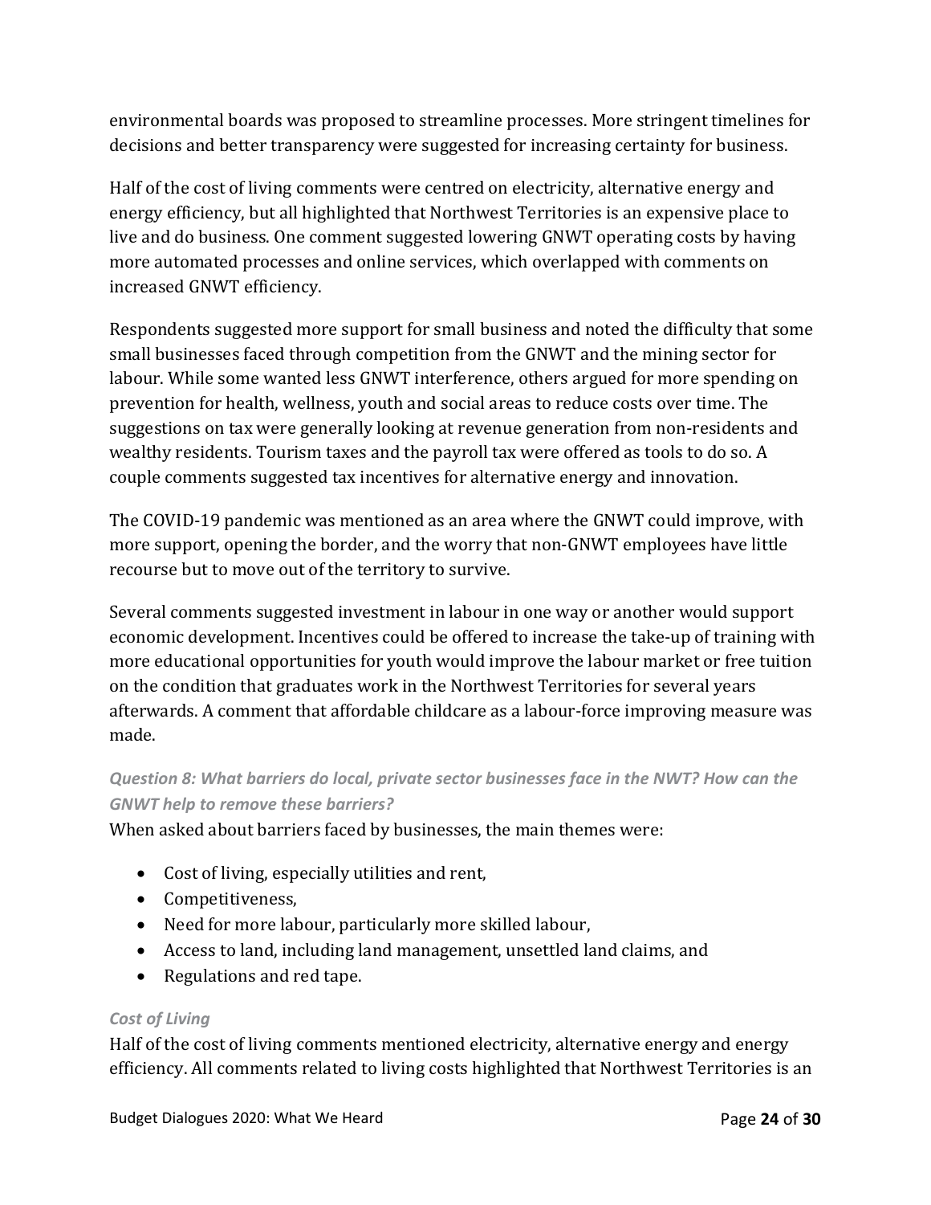environmental boards was proposed to streamline processes. More stringent timelines for decisions and better transparency were suggested for increasing certainty for business.

Half of the cost of living comments were centred on electricity, alternative energy and energy efficiency, but all highlighted that Northwest Territories is an expensive place to live and do business. One comment suggested lowering GNWT operating costs by having more automated processes and online services, which overlapped with comments on increased GNWT efficiency.

Respondents suggested more support for small business and noted the difficulty that some small businesses faced through competition from the GNWT and the mining sector for labour. While some wanted less GNWT interference, others argued for more spending on prevention for health, wellness, youth and social areas to reduce costs over time. The suggestions on tax were generally looking at revenue generation from non-residents and wealthy residents. Tourism taxes and the payroll tax were offered as tools to do so. A couple comments suggested tax incentives for alternative energy and innovation.

The COVID-19 pandemic was mentioned as an area where the GNWT could improve, with more support, opening the border, and the worry that non-GNWT employees have little recourse but to move out of the territory to survive.

Several comments suggested investment in labour in one way or another would support economic development. Incentives could be offered to increase the take-up of training with more educational opportunities for youth would improve the labour market or free tuition on the condition that graduates work in the Northwest Territories for several years afterwards. A comment that affordable childcare as a labour-force improving measure was made.

### *Question 8: What barriers do local, private sector businesses face in the NWT? How can the GNWT help to remove these barriers?*

When asked about barriers faced by businesses, the main themes were:

- Cost of living, especially utilities and rent,
- Competitiveness,
- Need for more labour, particularly more skilled labour,
- Access to land, including land management, unsettled land claims, and
- Regulations and red tape.

#### *Cost of Living*

Half of the cost of living comments mentioned electricity, alternative energy and energy efficiency. All comments related to living costs highlighted that Northwest Territories is an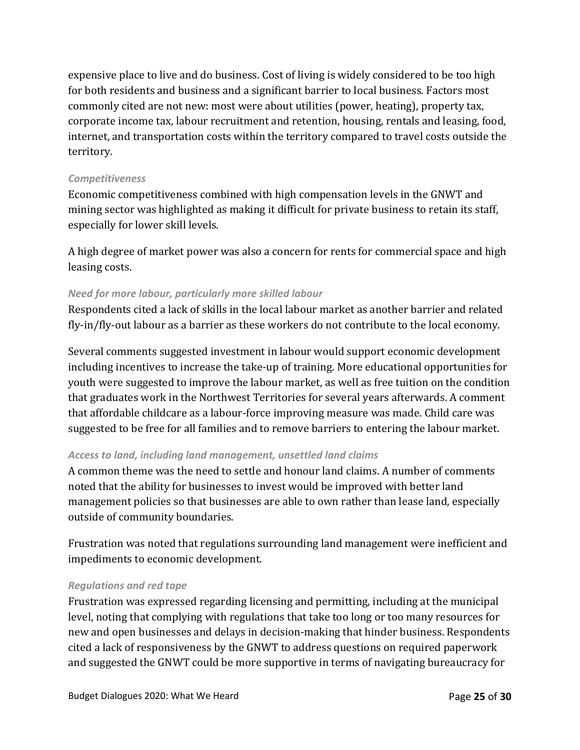expensive place to live and do business. Cost of living is widely considered to be too high for both residents and business and a significant barrier to local business. Factors most commonly cited are not new: most were about utilities (power, heating), property tax, corporate income tax, labour recruitment and retention, housing, rentals and leasing, food, internet, and transportation costs within the territory compared to travel costs outside the territory.

*Competitiveness*

Economic competitiveness combined with high compensation levels in the GNWT and mining sector was highlighted as making it difficult for private business to retain its staff, especially for lower skill levels.

A high degree of market power was also a concern for rents for commercial space and high leasing costs.

*Need for more labour, particularly more skilled labour*

Respondents cited a lack of skills in the local labour market as another barrier and related fly-in/fly-out labour as a barrier as these workers do not contribute to the local economy.

Several comments suggested investment in labour would support economic development including incentives to increase the take-up of training. More educational opportunities for youth were suggested to improve the labour market, as well as free tuition on the condition that graduates work in the Northwest Territories for several years afterwards. A comment that affordable childcare as a labour-force improving measure was made. Child care was suggested to be free for all families and to remove barriers to entering the labour market.

*Access to land, including land management, unsettled land claims*

A common theme was the need to settle and honour land claims. A number of comments noted that the ability for businesses to invest would be improved with better land management policies so that businesses are able to own rather than lease land, especially outside of community boundaries.

Frustration was noted that regulations surrounding land management were inefficient and impediments to economic development.

*Regulations and red tape*

Frustration was expressed regarding licensing and permitting, including at the municipal level, noting that complying with regulations that take too long or too many resources for new and open businesses and delays in decision-making that hinder business. Respondents cited a lack of responsiveness by the GNWT to address questions on required paperwork and suggested the GNWT could be more supportive in terms of navigating bureaucracy for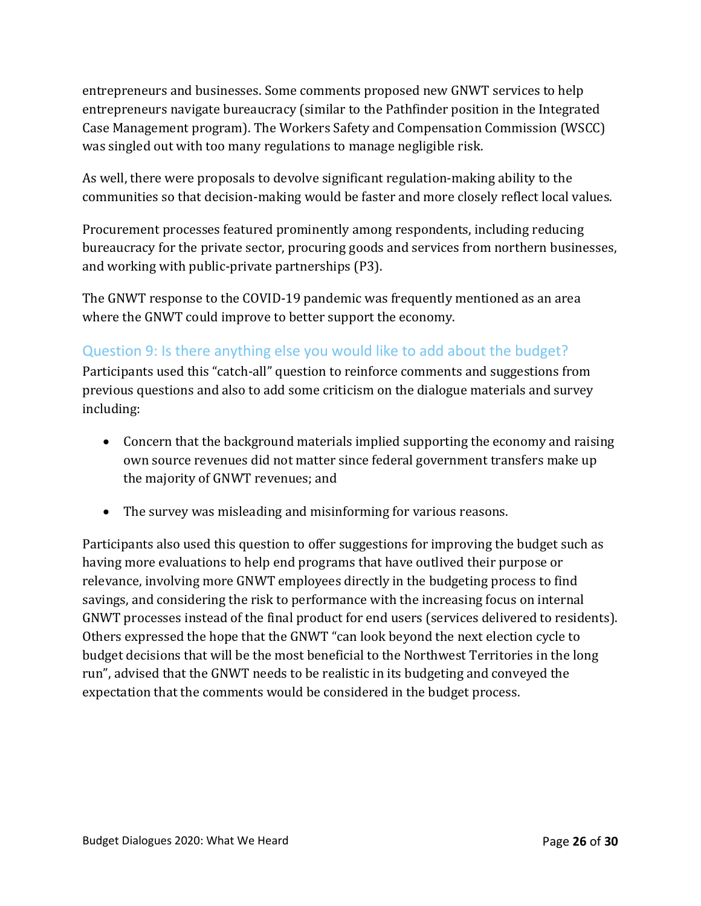entrepreneurs and businesses. Some comments proposed new GNWT services to help entrepreneurs navigate bureaucracy (similar to the Pathfinder position in the Integrated Case Management program). The Workers Safety and Compensation Commission (WSCC) was singled out with too many regulations to manage negligible risk.

As well, there were proposals to devolve significant regulation-making ability to the communities so that decision-making would be faster and more closely reflect local values.

Procurement processes featured prominently among respondents, including reducing bureaucracy for the private sector, procuring goods and services from northern businesses, and working with public-private partnerships (P3).

The GNWT response to the COVID-19 pandemic was frequently mentioned as an area where the GNWT could improve to better support the economy.

## Question 9: Is there anything else you would like to add about the budget?

Participants used this "catch-all" question to reinforce comments and suggestions from previous questions and also to add some criticism on the dialogue materials and survey including:

- Concern that the background materials implied supporting the economy and raising own source revenues did not matter since federal government transfers make up the majority of GNWT revenues; and
- The survey was misleading and misinforming for various reasons.

Participants also used this question to offer suggestions for improving the budget such as having more evaluations to help end programs that have outlived their purpose or relevance, involving more GNWT employees directly in the budgeting process to find savings, and considering the risk to performance with the increasing focus on internal GNWT processes instead of the final product for end users (services delivered to residents). Others expressed the hope that the GNWT "can look beyond the next election cycle to budget decisions that will be the most beneficial to the Northwest Territories in the long run", advised that the GNWT needs to be realistic in its budgeting and conveyed the expectation that the comments would be considered in the budget process.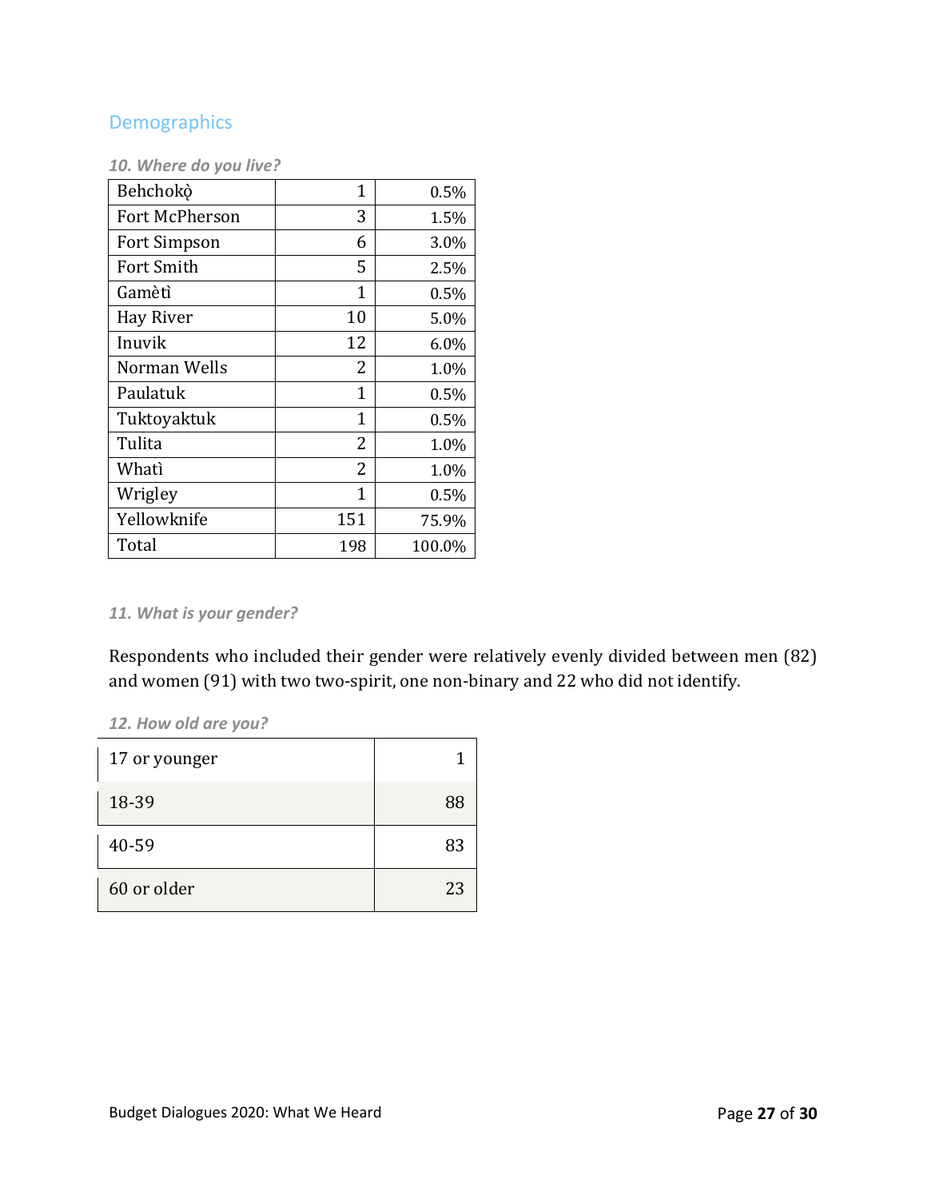## Demographics

*10. Where do you live?*

| | | |
|---|---:|---:|
| Behchokǫ̀ | 1 | 0.5% |
| Fort McPherson | 3 | 1.5% |
| Fort Simpson | 6 | 3.0% |
| Fort Smith | 5 | 2.5% |
| Gamètì | 1 | 0.5% |
| Hay River | 10 | 5.0% |
| Inuvik | 12 | 6.0% |
| Norman Wells | 2 | 1.0% |
| Paulatuk | 1 | 0.5% |
| Tuktoyaktuk | 1 | 0.5% |
| Tulita | 2 | 1.0% |
| Whatì | 2 | 1.0% |
| Wrigley | 1 | 0.5% |
| Yellowknife | 151 | 75.9% |
| Total | 198 | 100.0% |

*11. What is your gender?*

Respondents who included their gender were relatively evenly divided between men (82) and women (91) with two two-spirit, one non-binary and 22 who did not identify.

*12. How old are you?*

| | |
|---|---:|
| 17 or younger | 1 |
| 18-39 | 88 |
| 40-59 | 83 |
| 60 or older | 23 |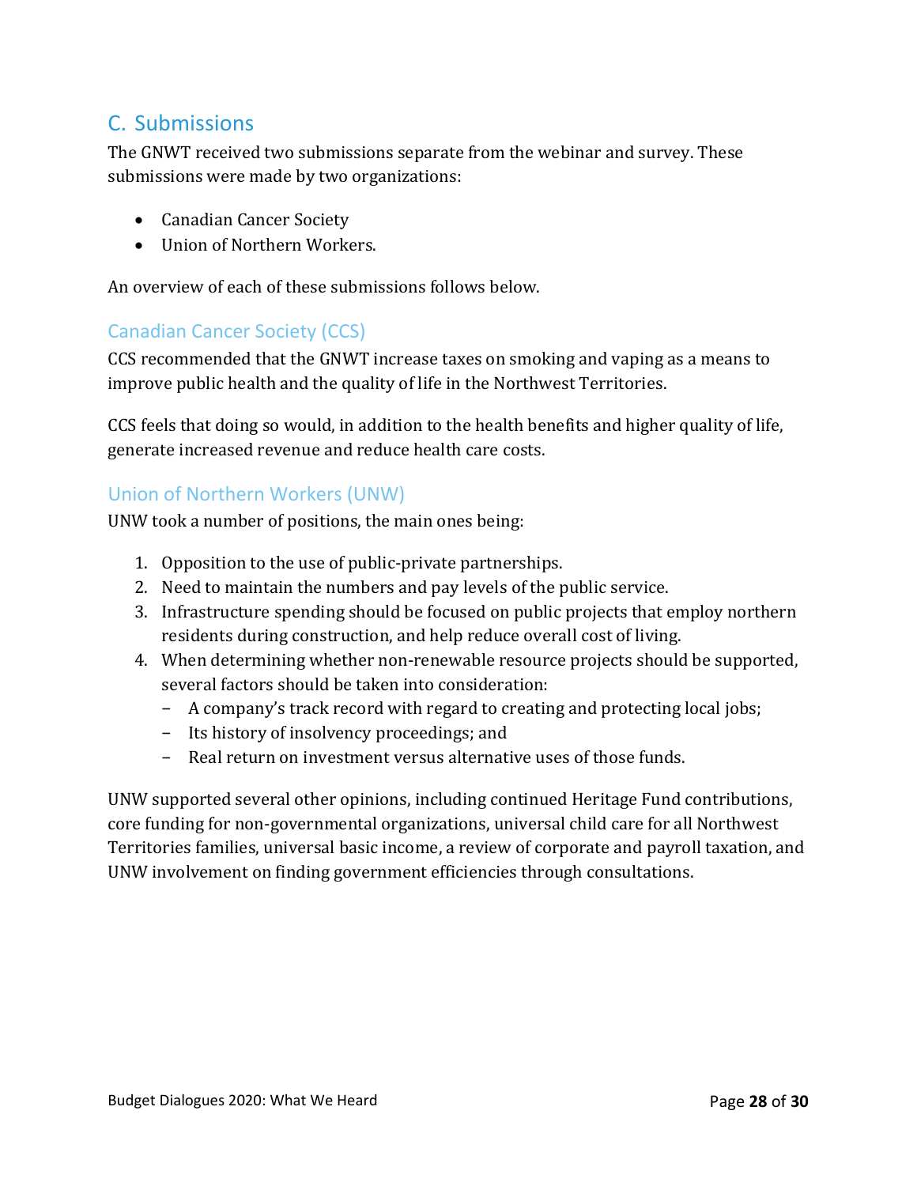## C. Submissions

The GNWT received two submissions separate from the webinar and survey. These submissions were made by two organizations:

- Canadian Cancer Society
- Union of Northern Workers.

An overview of each of these submissions follows below.

### Canadian Cancer Society (CCS)

CCS recommended that the GNWT increase taxes on smoking and vaping as a means to improve public health and the quality of life in the Northwest Territories.

CCS feels that doing so would, in addition to the health benefits and higher quality of life, generate increased revenue and reduce health care costs.

### Union of Northern Workers (UNW)

UNW took a number of positions, the main ones being:

1. Opposition to the use of public-private partnerships.
2. Need to maintain the numbers and pay levels of the public service.
3. Infrastructure spending should be focused on public projects that employ northern residents during construction, and help reduce overall cost of living.
4. When determining whether non-renewable resource projects should be supported, several factors should be taken into consideration:
   - A company's track record with regard to creating and protecting local jobs;
   - Its history of insolvency proceedings; and
   - Real return on investment versus alternative uses of those funds.

UNW supported several other opinions, including continued Heritage Fund contributions, core funding for non-governmental organizations, universal child care for all Northwest Territories families, universal basic income, a review of corporate and payroll taxation, and UNW involvement on finding government efficiencies through consultations.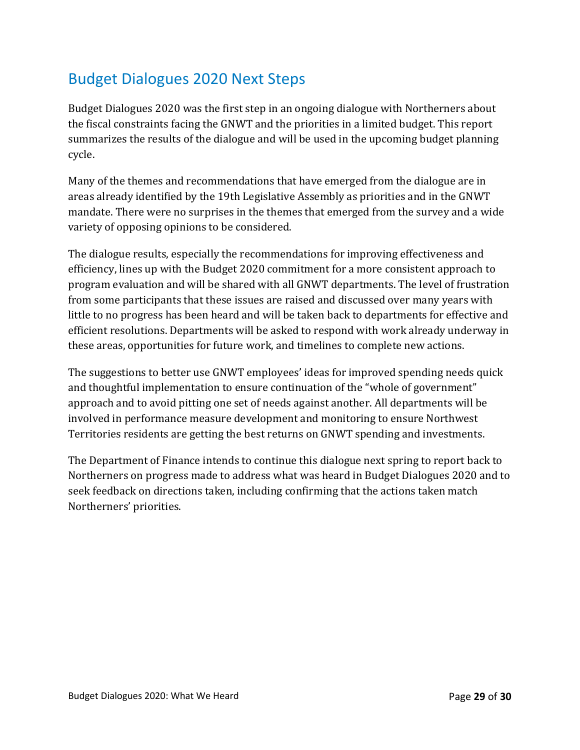## Budget Dialogues 2020 Next Steps

Budget Dialogues 2020 was the first step in an ongoing dialogue with Northerners about the fiscal constraints facing the GNWT and the priorities in a limited budget. This report summarizes the results of the dialogue and will be used in the upcoming budget planning cycle.

Many of the themes and recommendations that have emerged from the dialogue are in areas already identified by the 19th Legislative Assembly as priorities and in the GNWT mandate. There were no surprises in the themes that emerged from the survey and a wide variety of opposing opinions to be considered.

The dialogue results, especially the recommendations for improving effectiveness and efficiency, lines up with the Budget 2020 commitment for a more consistent approach to program evaluation and will be shared with all GNWT departments. The level of frustration from some participants that these issues are raised and discussed over many years with little to no progress has been heard and will be taken back to departments for effective and efficient resolutions. Departments will be asked to respond with work already underway in these areas, opportunities for future work, and timelines to complete new actions.

The suggestions to better use GNWT employees' ideas for improved spending needs quick and thoughtful implementation to ensure continuation of the "whole of government" approach and to avoid pitting one set of needs against another. All departments will be involved in performance measure development and monitoring to ensure Northwest Territories residents are getting the best returns on GNWT spending and investments.

The Department of Finance intends to continue this dialogue next spring to report back to Northerners on progress made to address what was heard in Budget Dialogues 2020 and to seek feedback on directions taken, including confirming that the actions taken match Northerners' priorities.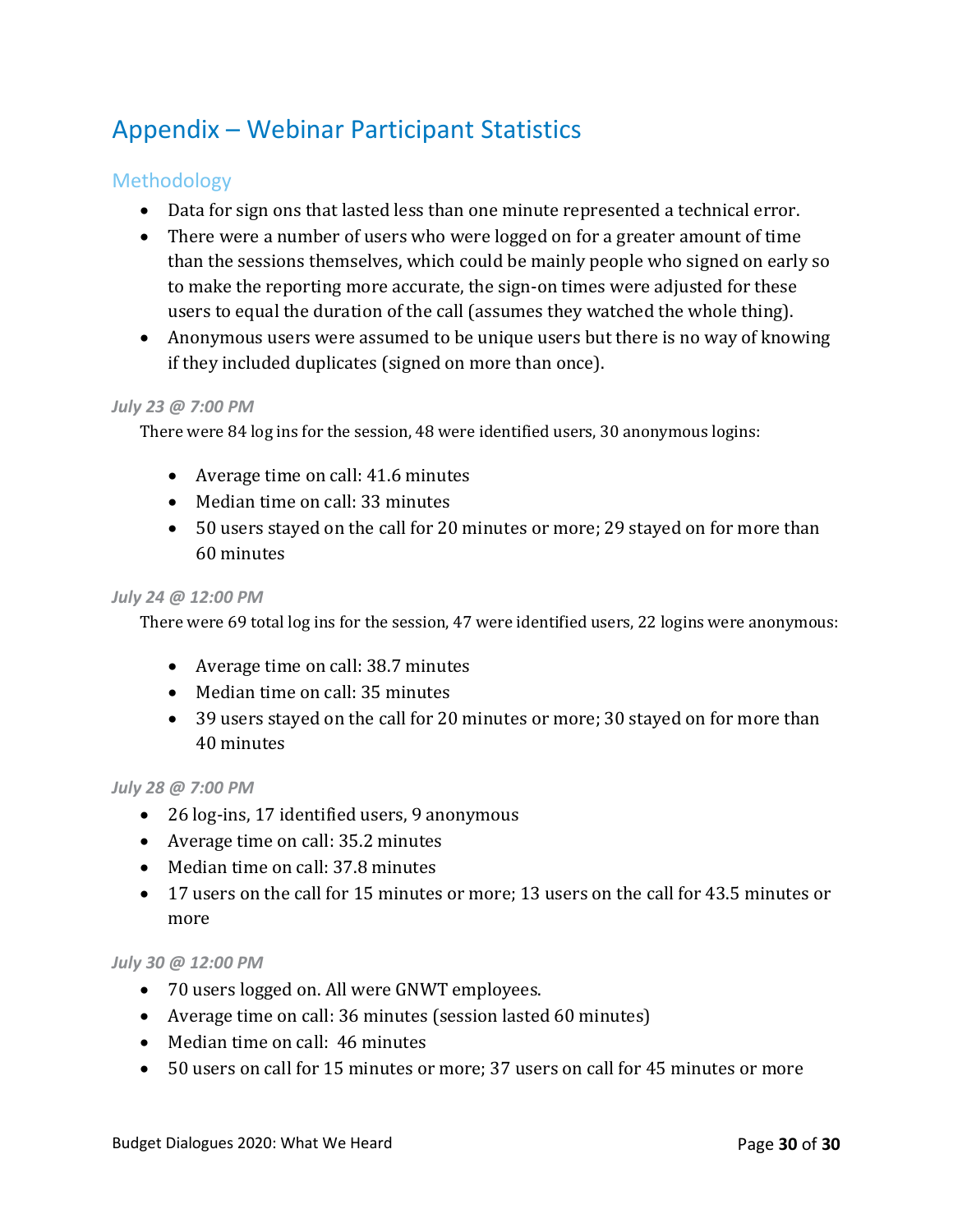# Appendix – Webinar Participant Statistics

## Methodology

- Data for sign ons that lasted less than one minute represented a technical error.
- There were a number of users who were logged on for a greater amount of time than the sessions themselves, which could be mainly people who signed on early so to make the reporting more accurate, the sign-on times were adjusted for these users to equal the duration of the call (assumes they watched the whole thing).
- Anonymous users were assumed to be unique users but there is no way of knowing if they included duplicates (signed on more than once).

#### *July 23 @ 7:00 PM*

There were 84 log ins for the session, 48 were identified users, 30 anonymous logins:

- Average time on call: 41.6 minutes
- Median time on call: 33 minutes
- 50 users stayed on the call for 20 minutes or more; 29 stayed on for more than 60 minutes

#### *July 24 @ 12:00 PM*

There were 69 total log ins for the session, 47 were identified users, 22 logins were anonymous:

- Average time on call: 38.7 minutes
- Median time on call: 35 minutes
- 39 users stayed on the call for 20 minutes or more; 30 stayed on for more than 40 minutes

#### *July 28 @ 7:00 PM*

- 26 log-ins, 17 identified users, 9 anonymous
- Average time on call: 35.2 minutes
- Median time on call: 37.8 minutes
- 17 users on the call for 15 minutes or more; 13 users on the call for 43.5 minutes or more

#### *July 30 @ 12:00 PM*

- 70 users logged on. All were GNWT employees.
- Average time on call: 36 minutes (session lasted 60 minutes)
- Median time on call: 46 minutes
- 50 users on call for 15 minutes or more; 37 users on call for 45 minutes or more